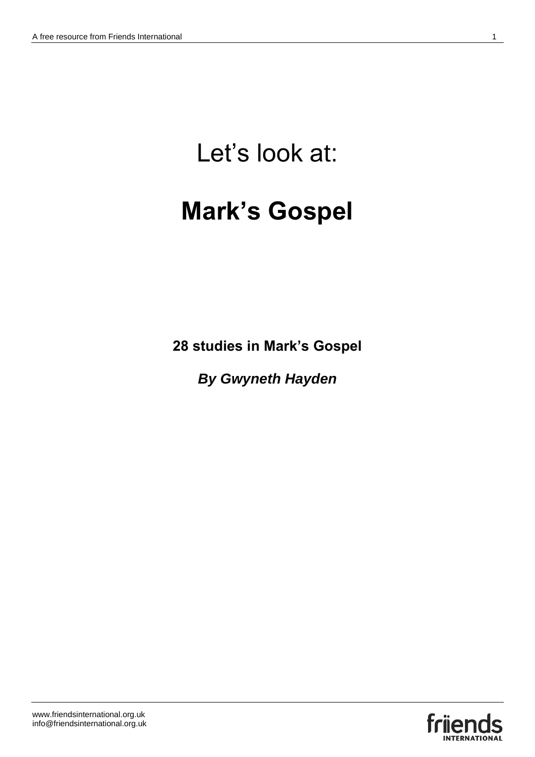# Let's look at:

# **Mark's Gospel**

**28 studies in Mark's Gospel**

***By Gwyneth Hayden***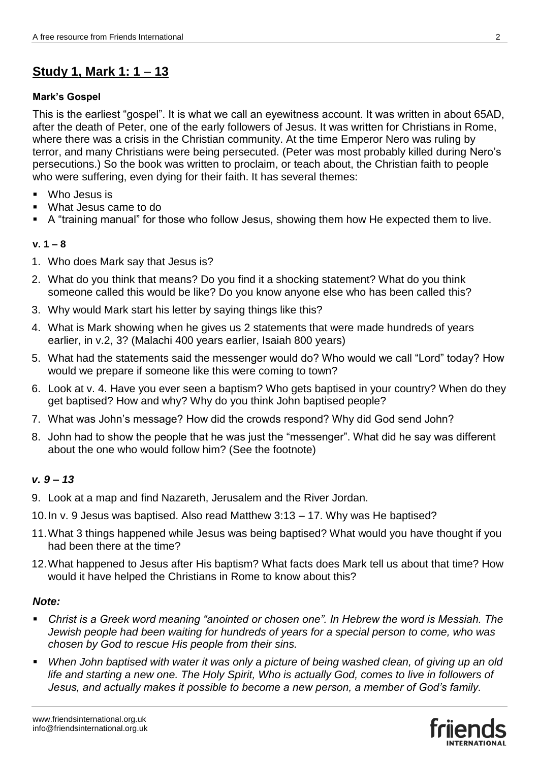## Study 1, Mark 1: 1 – 13

**Mark's Gospel**

This is the earliest "gospel". It is what we call an eyewitness account. It was written in about 65AD, after the death of Peter, one of the early followers of Jesus. It was written for Christians in Rome, where there was a crisis in the Christian community. At the time Emperor Nero was ruling by terror, and many Christians were being persecuted. (Peter was most probably killed during Nero's persecutions.) So the book was written to proclaim, or teach about, the Christian faith to people who were suffering, even dying for their faith. It has several themes:

- Who Jesus is
- What Jesus came to do
- A "training manual" for those who follow Jesus, showing them how He expected them to live.

**v. 1 – 8**

1. Who does Mark say that Jesus is?
2. What do you think that means? Do you find it a shocking statement? What do you think someone called this would be like? Do you know anyone else who has been called this?
3. Why would Mark start his letter by saying things like this?
4. What is Mark showing when he gives us 2 statements that were made hundreds of years earlier, in v.2, 3? (Malachi 400 years earlier, Isaiah 800 years)
5. What had the statements said the messenger would do? Who would we call "Lord" today? How would we prepare if someone like this were coming to town?
6. Look at v. 4. Have you ever seen a baptism? Who gets baptised in your country? When do they get baptised? How and why? Why do you think John baptised people?
7. What was John's message? How did the crowds respond? Why did God send John?
8. John had to show the people that he was just the "messenger". What did he say was different about the one who would follow him? (See the footnote)

***v. 9 – 13***

9. Look at a map and find Nazareth, Jerusalem and the River Jordan.
10. In v. 9 Jesus was baptised. Also read Matthew 3:13 – 17. Why was He baptised?
11. What 3 things happened while Jesus was being baptised? What would you have thought if you had been there at the time?
12. What happened to Jesus after His baptism? What facts does Mark tell us about that time? How would it have helped the Christians in Rome to know about this?

***Note:***

- *Christ is a Greek word meaning "anointed or chosen one". In Hebrew the word is Messiah. The Jewish people had been waiting for hundreds of years for a special person to come, who was chosen by God to rescue His people from their sins.*
- *When John baptised with water it was only a picture of being washed clean, of giving up an old life and starting a new one. The Holy Spirit, Who is actually God, comes to live in followers of Jesus, and actually makes it possible to become a new person, a member of God's family.*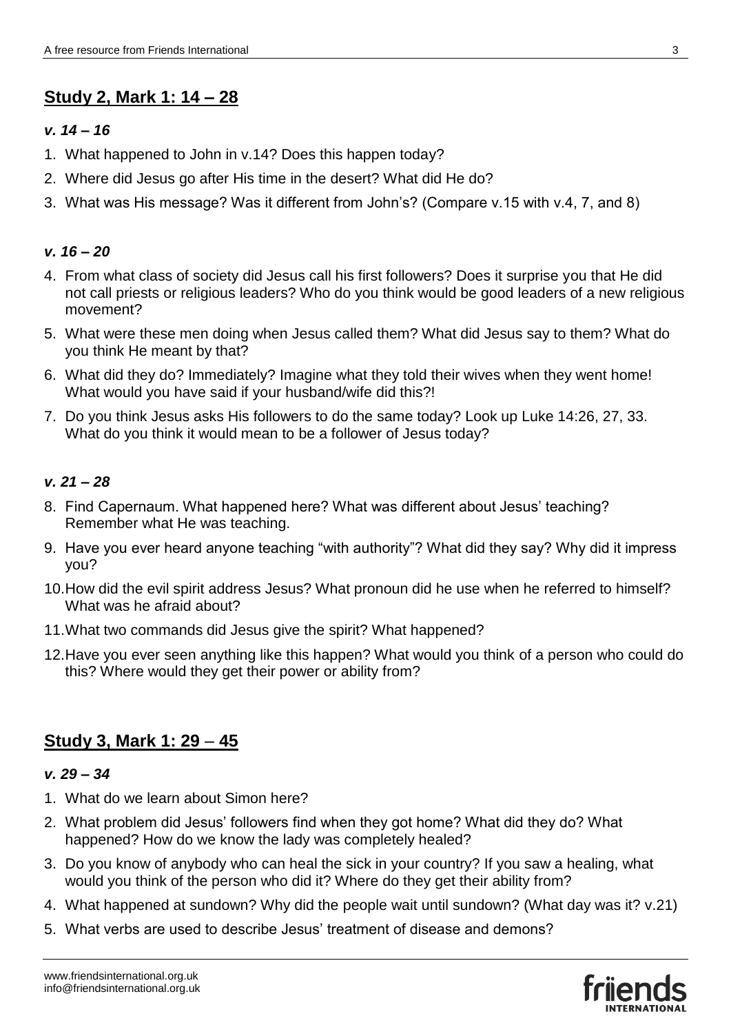## Study 2, Mark 1: 14 – 28

### *v. 14 – 16*

1. What happened to John in v.14? Does this happen today?
2. Where did Jesus go after His time in the desert? What did He do?
3. What was His message? Was it different from John's? (Compare v.15 with v.4, 7, and 8)

### *v. 16 – 20*

4. From what class of society did Jesus call his first followers? Does it surprise you that He did not call priests or religious leaders? Who do you think would be good leaders of a new religious movement?
5. What were these men doing when Jesus called them? What did Jesus say to them? What do you think He meant by that?
6. What did they do? Immediately? Imagine what they told their wives when they went home! What would you have said if your husband/wife did this?!
7. Do you think Jesus asks His followers to do the same today? Look up Luke 14:26, 27, 33. What do you think it would mean to be a follower of Jesus today?

### *v. 21 – 28*

8. Find Capernaum. What happened here? What was different about Jesus' teaching? Remember what He was teaching.
9. Have you ever heard anyone teaching "with authority"? What did they say? Why did it impress you?
10. How did the evil spirit address Jesus? What pronoun did he use when he referred to himself? What was he afraid about?
11. What two commands did Jesus give the spirit? What happened?
12. Have you ever seen anything like this happen? What would you think of a person who could do this? Where would they get their power or ability from?

## Study 3, Mark 1: 29 – 45

### *v. 29 – 34*

1. What do we learn about Simon here?
2. What problem did Jesus' followers find when they got home? What did they do? What happened? How do we know the lady was completely healed?
3. Do you know of anybody who can heal the sick in your country? If you saw a healing, what would you think of the person who did it? Where do they get their ability from?
4. What happened at sundown? Why did the people wait until sundown? (What day was it? v.21)
5. What verbs are used to describe Jesus' treatment of disease and demons?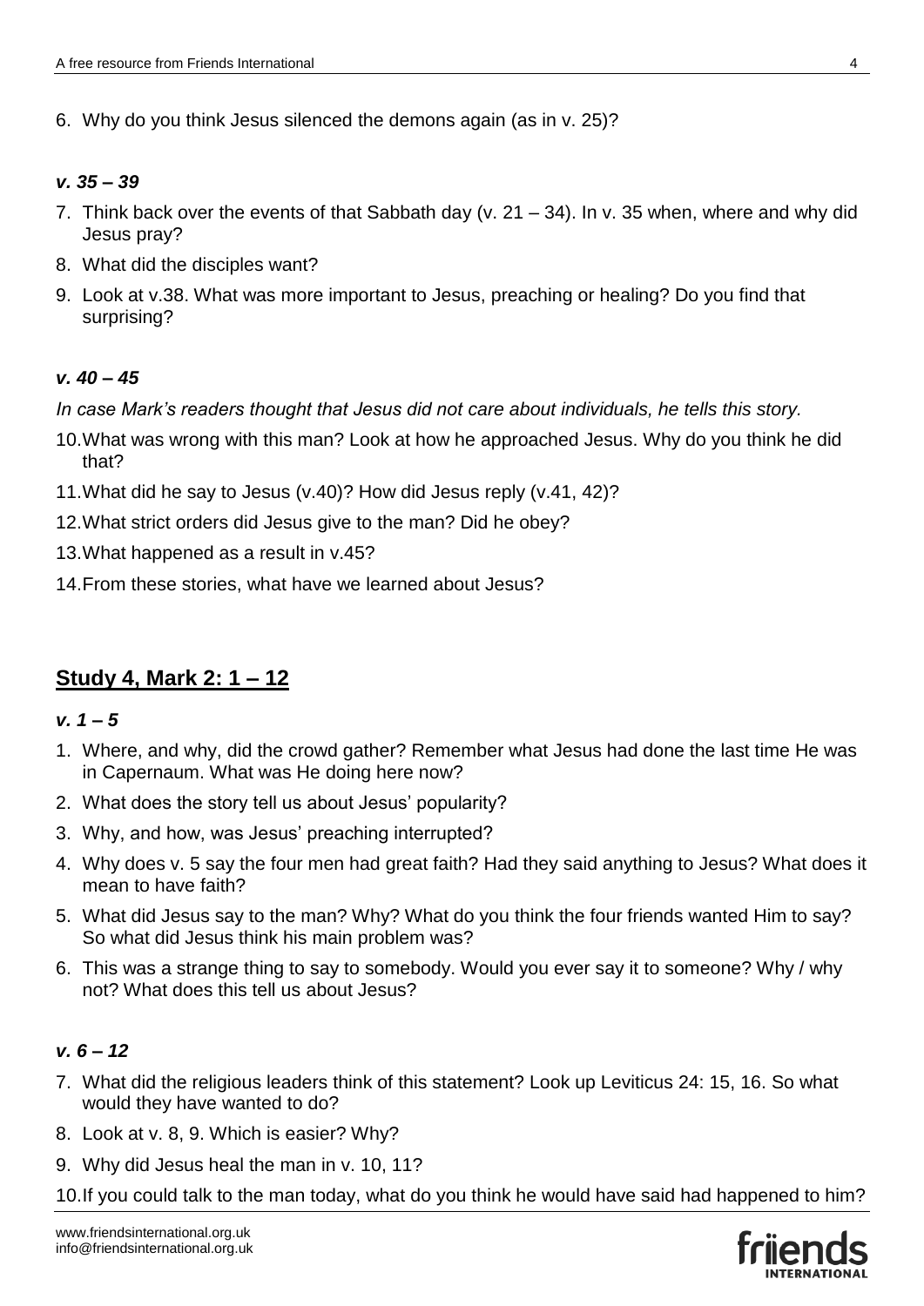6. Why do you think Jesus silenced the demons again (as in v. 25)?

### *v. 35 – 39*

7. Think back over the events of that Sabbath day (v. 21 – 34). In v. 35 when, where and why did Jesus pray?
8. What did the disciples want?
9. Look at v.38. What was more important to Jesus, preaching or healing? Do you find that surprising?

### *v. 40 – 45*

*In case Mark's readers thought that Jesus did not care about individuals, he tells this story.*

10. What was wrong with this man? Look at how he approached Jesus. Why do you think he did that?
11. What did he say to Jesus (v.40)? How did Jesus reply (v.41, 42)?
12. What strict orders did Jesus give to the man? Did he obey?
13. What happened as a result in v.45?
14. From these stories, what have we learned about Jesus?

## <u>Study 4, Mark 2: 1 – 12</u>

### *v. 1 – 5*

1. Where, and why, did the crowd gather? Remember what Jesus had done the last time He was in Capernaum. What was He doing here now?
2. What does the story tell us about Jesus' popularity?
3. Why, and how, was Jesus' preaching interrupted?
4. Why does v. 5 say the four men had great faith? Had they said anything to Jesus? What does it mean to have faith?
5. What did Jesus say to the man? Why? What do you think the four friends wanted Him to say? So what did Jesus think his main problem was?
6. This was a strange thing to say to somebody. Would you ever say it to someone? Why / why not? What does this tell us about Jesus?

### *v. 6 – 12*

7. What did the religious leaders think of this statement? Look up Leviticus 24: 15, 16. So what would they have wanted to do?
8. Look at v. 8, 9. Which is easier? Why?
9. Why did Jesus heal the man in v. 10, 11?
10. If you could talk to the man today, what do you think he would have said had happened to him?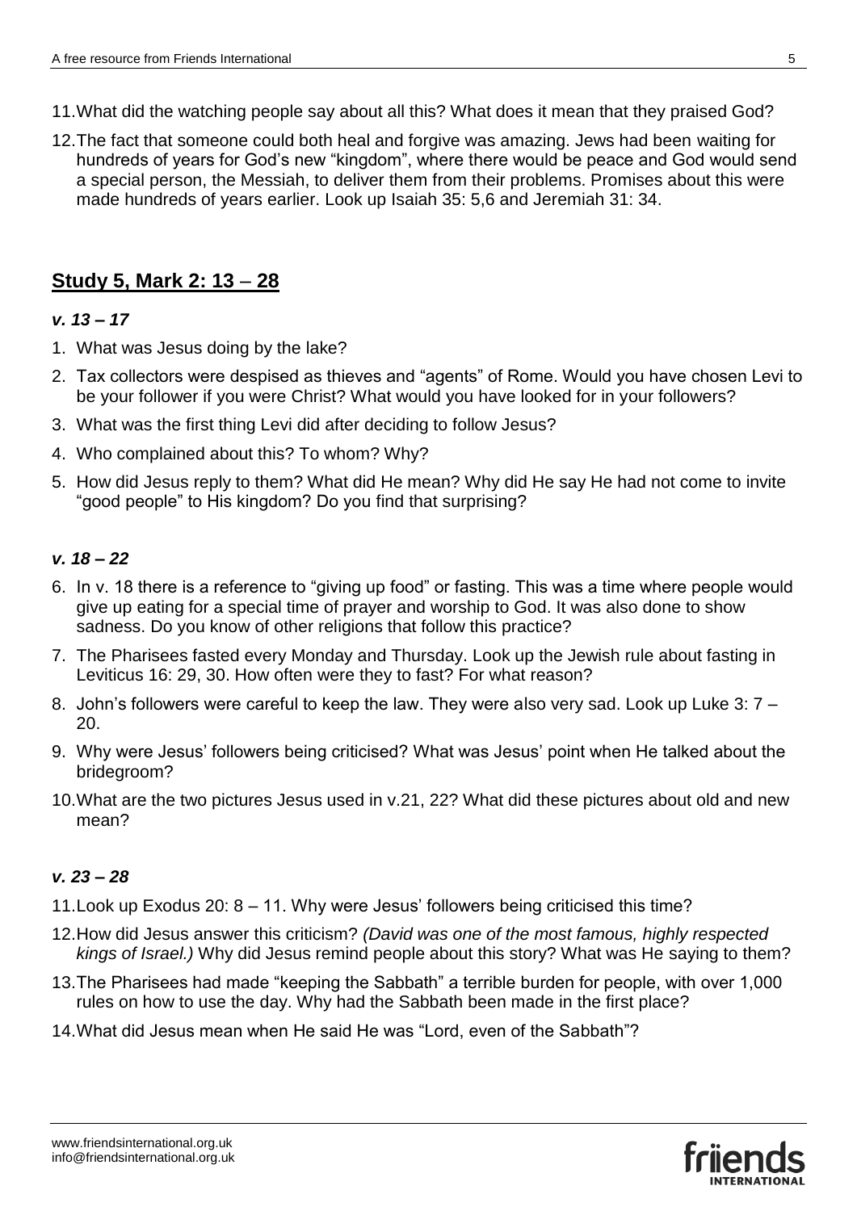11. What did the watching people say about all this? What does it mean that they praised God?

12. The fact that someone could both heal and forgive was amazing. Jews had been waiting for hundreds of years for God's new "kingdom", where there would be peace and God would send a special person, the Messiah, to deliver them from their problems. Promises about this were made hundreds of years earlier. Look up Isaiah 35: 5,6 and Jeremiah 31: 34.

## Study 5, Mark 2: 13 – 28

### *v. 13 – 17*

1. What was Jesus doing by the lake?
2. Tax collectors were despised as thieves and "agents" of Rome. Would you have chosen Levi to be your follower if you were Christ? What would you have looked for in your followers?
3. What was the first thing Levi did after deciding to follow Jesus?
4. Who complained about this? To whom? Why?
5. How did Jesus reply to them? What did He mean? Why did He say He had not come to invite "good people" to His kingdom? Do you find that surprising?

### *v. 18 – 22*

6. In v. 18 there is a reference to "giving up food" or fasting. This was a time where people would give up eating for a special time of prayer and worship to God. It was also done to show sadness. Do you know of other religions that follow this practice?
7. The Pharisees fasted every Monday and Thursday. Look up the Jewish rule about fasting in Leviticus 16: 29, 30. How often were they to fast? For what reason?
8. John's followers were careful to keep the law. They were also very sad. Look up Luke 3: 7 – 20.
9. Why were Jesus' followers being criticised? What was Jesus' point when He talked about the bridegroom?
10. What are the two pictures Jesus used in v.21, 22? What did these pictures about old and new mean?

### *v. 23 – 28*

11. Look up Exodus 20: 8 – 11. Why were Jesus' followers being criticised this time?
12. How did Jesus answer this criticism? *(David was one of the most famous, highly respected kings of Israel.)* Why did Jesus remind people about this story? What was He saying to them?
13. The Pharisees had made "keeping the Sabbath" a terrible burden for people, with over 1,000 rules on how to use the day. Why had the Sabbath been made in the first place?
14. What did Jesus mean when He said He was "Lord, even of the Sabbath"?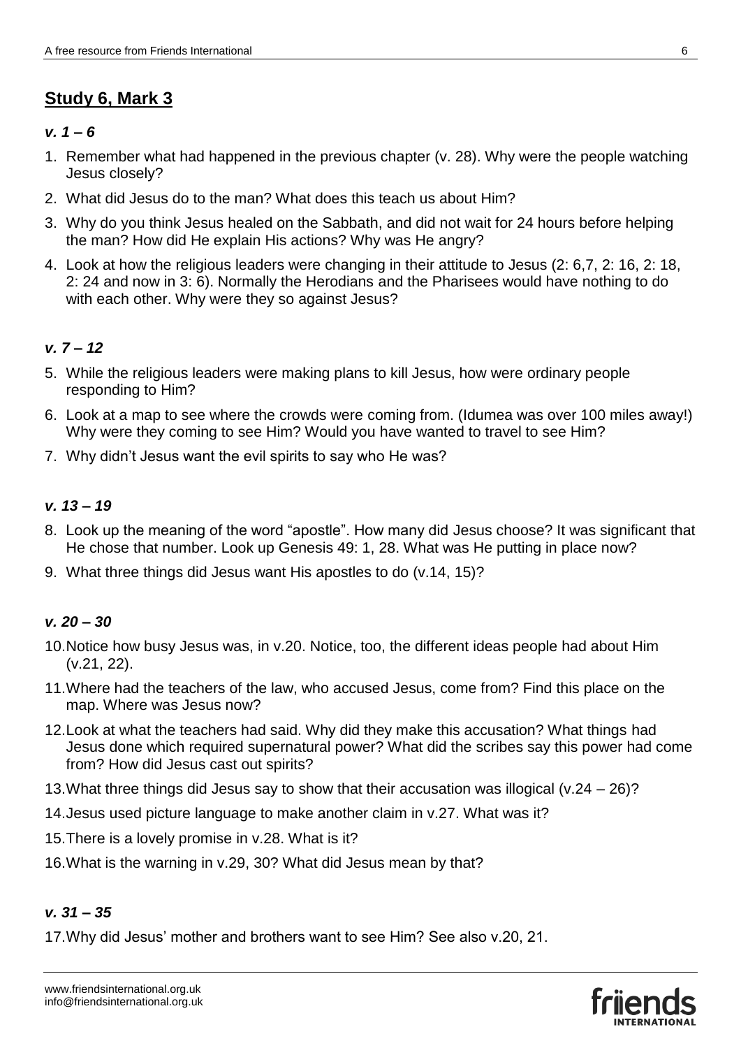## Study 6, Mark 3

### *v. 1 – 6*

1. Remember what had happened in the previous chapter (v. 28). Why were the people watching Jesus closely?
2. What did Jesus do to the man? What does this teach us about Him?
3. Why do you think Jesus healed on the Sabbath, and did not wait for 24 hours before helping the man? How did He explain His actions? Why was He angry?
4. Look at how the religious leaders were changing in their attitude to Jesus (2: 6,7, 2: 16, 2: 18, 2: 24 and now in 3: 6). Normally the Herodians and the Pharisees would have nothing to do with each other. Why were they so against Jesus?

### *v. 7 – 12*

5. While the religious leaders were making plans to kill Jesus, how were ordinary people responding to Him?
6. Look at a map to see where the crowds were coming from. (Idumea was over 100 miles away!) Why were they coming to see Him? Would you have wanted to travel to see Him?
7. Why didn't Jesus want the evil spirits to say who He was?

### *v. 13 – 19*

8. Look up the meaning of the word "apostle". How many did Jesus choose? It was significant that He chose that number. Look up Genesis 49: 1, 28. What was He putting in place now?
9. What three things did Jesus want His apostles to do (v.14, 15)?

### *v. 20 – 30*

10. Notice how busy Jesus was, in v.20. Notice, too, the different ideas people had about Him (v.21, 22).
11. Where had the teachers of the law, who accused Jesus, come from? Find this place on the map. Where was Jesus now?
12. Look at what the teachers had said. Why did they make this accusation? What things had Jesus done which required supernatural power? What did the scribes say this power had come from? How did Jesus cast out spirits?
13. What three things did Jesus say to show that their accusation was illogical (v.24 – 26)?
14. Jesus used picture language to make another claim in v.27. What was it?
15. There is a lovely promise in v.28. What is it?
16. What is the warning in v.29, 30? What did Jesus mean by that?

### *v. 31 – 35*

17. Why did Jesus' mother and brothers want to see Him? See also v.20, 21.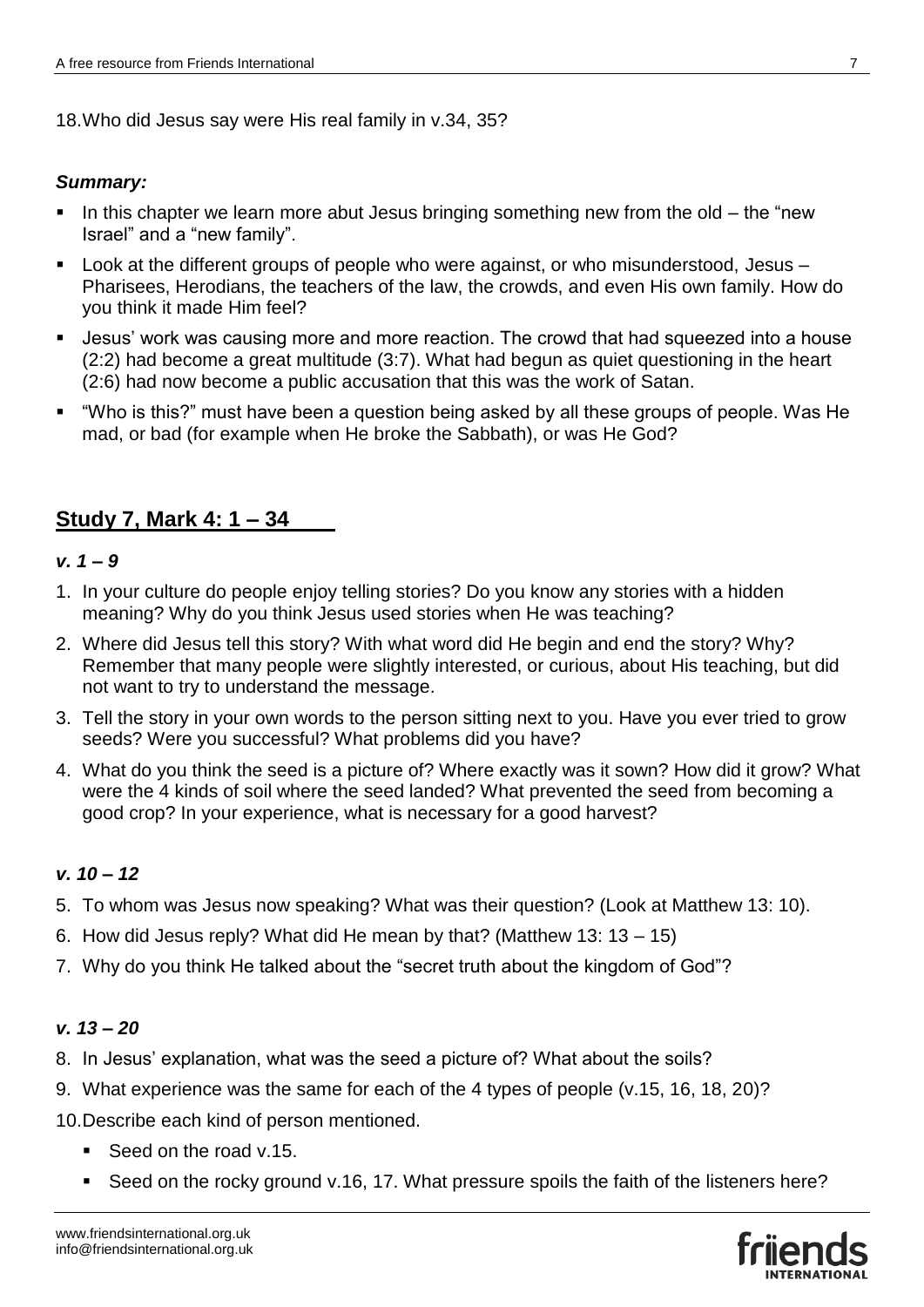18. Who did Jesus say were His real family in v.34, 35?

***Summary:***

- In this chapter we learn more abut Jesus bringing something new from the old – the "new Israel" and a "new family".
- Look at the different groups of people who were against, or who misunderstood, Jesus – Pharisees, Herodians, the teachers of the law, the crowds, and even His own family. How do you think it made Him feel?
- Jesus' work was causing more and more reaction. The crowd that had squeezed into a house (2:2) had become a great multitude (3:7). What had begun as quiet questioning in the heart (2:6) had now become a public accusation that this was the work of Satan.
- "Who is this?" must have been a question being asked by all these groups of people. Was He mad, or bad (for example when He broke the Sabbath), or was He God?

## Study 7, Mark 4: 1 – 34

### *v. 1 – 9*

1. In your culture do people enjoy telling stories? Do you know any stories with a hidden meaning? Why do you think Jesus used stories when He was teaching?
2. Where did Jesus tell this story? With what word did He begin and end the story? Why? Remember that many people were slightly interested, or curious, about His teaching, but did not want to try to understand the message.
3. Tell the story in your own words to the person sitting next to you. Have you ever tried to grow seeds? Were you successful? What problems did you have?
4. What do you think the seed is a picture of? Where exactly was it sown? How did it grow? What were the 4 kinds of soil where the seed landed? What prevented the seed from becoming a good crop? In your experience, what is necessary for a good harvest?

### *v. 10 – 12*

5. To whom was Jesus now speaking? What was their question? (Look at Matthew 13: 10).
6. How did Jesus reply? What did He mean by that? (Matthew 13: 13 – 15)
7. Why do you think He talked about the "secret truth about the kingdom of God"?

### *v. 13 – 20*

8. In Jesus' explanation, what was the seed a picture of? What about the soils?
9. What experience was the same for each of the 4 types of people (v.15, 16, 18, 20)?
10. Describe each kind of person mentioned.
    - Seed on the road v.15.
    - Seed on the rocky ground v.16, 17. What pressure spoils the faith of the listeners here?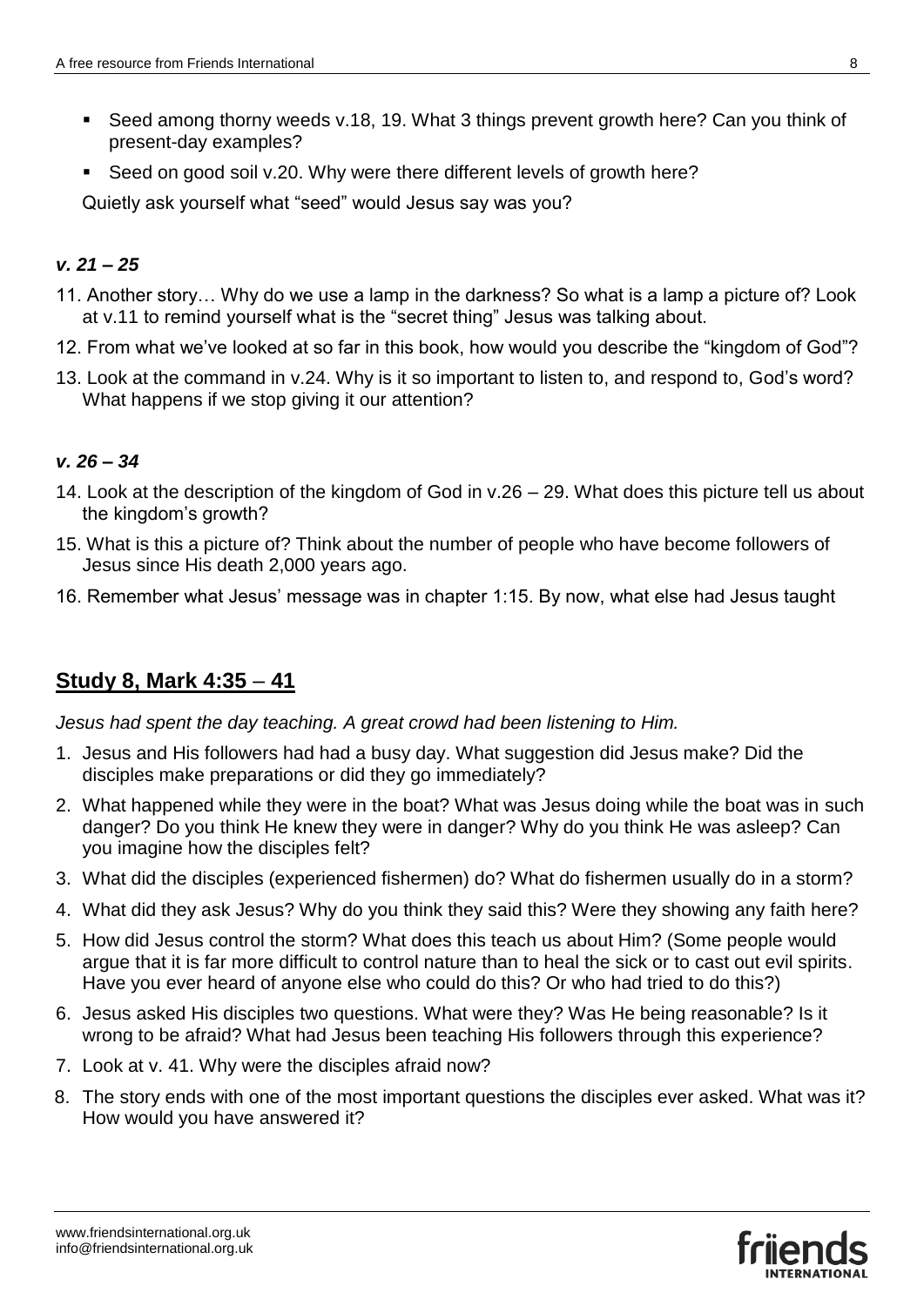- Seed among thorny weeds v.18, 19. What 3 things prevent growth here? Can you think of present-day examples?
- Seed on good soil v.20. Why were there different levels of growth here?

Quietly ask yourself what "seed" would Jesus say was you?

### *v. 21 – 25*

11. Another story… Why do we use a lamp in the darkness? So what is a lamp a picture of? Look at v.11 to remind yourself what is the "secret thing" Jesus was talking about.
12. From what we've looked at so far in this book, how would you describe the "kingdom of God"?
13. Look at the command in v.24. Why is it so important to listen to, and respond to, God's word? What happens if we stop giving it our attention?

### *v. 26 – 34*

14. Look at the description of the kingdom of God in v.26 – 29. What does this picture tell us about the kingdom's growth?
15. What is this a picture of? Think about the number of people who have become followers of Jesus since His death 2,000 years ago.
16. Remember what Jesus' message was in chapter 1:15. By now, what else had Jesus taught

## Study 8, Mark 4:35 – 41

*Jesus had spent the day teaching. A great crowd had been listening to Him.*

1. Jesus and His followers had had a busy day. What suggestion did Jesus make? Did the disciples make preparations or did they go immediately?
2. What happened while they were in the boat? What was Jesus doing while the boat was in such danger? Do you think He knew they were in danger? Why do you think He was asleep? Can you imagine how the disciples felt?
3. What did the disciples (experienced fishermen) do? What do fishermen usually do in a storm?
4. What did they ask Jesus? Why do you think they said this? Were they showing any faith here?
5. How did Jesus control the storm? What does this teach us about Him? (Some people would argue that it is far more difficult to control nature than to heal the sick or to cast out evil spirits. Have you ever heard of anyone else who could do this? Or who had tried to do this?)
6. Jesus asked His disciples two questions. What were they? Was He being reasonable? Is it wrong to be afraid? What had Jesus been teaching His followers through this experience?
7. Look at v. 41. Why were the disciples afraid now?
8. The story ends with one of the most important questions the disciples ever asked. What was it? How would you have answered it?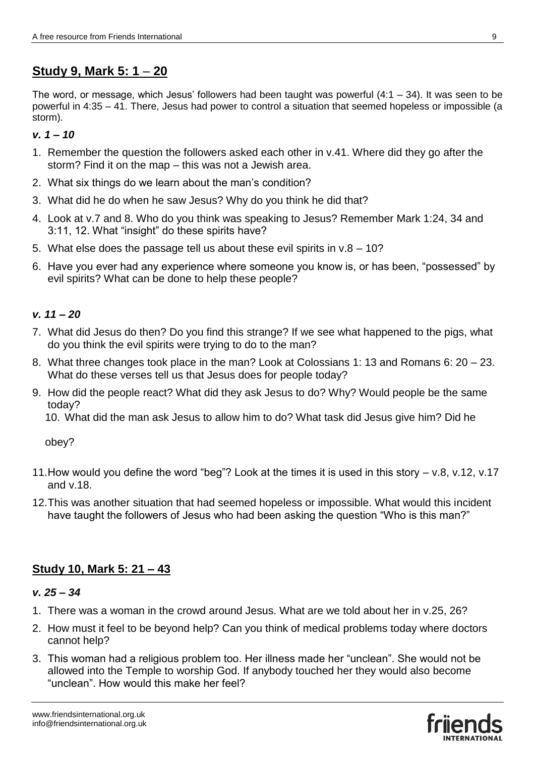## Study 9, Mark 5: 1 – 20

The word, or message, which Jesus' followers had been taught was powerful (4:1 – 34). It was seen to be powerful in 4:35 – 41. There, Jesus had power to control a situation that seemed hopeless or impossible (a storm).

### *v. 1 – 10*

1. Remember the question the followers asked each other in v.41. Where did they go after the storm? Find it on the map – this was not a Jewish area.
2. What six things do we learn about the man's condition?
3. What did he do when he saw Jesus? Why do you think he did that?
4. Look at v.7 and 8. Who do you think was speaking to Jesus? Remember Mark 1:24, 34 and 3:11, 12. What "insight" do these spirits have?
5. What else does the passage tell us about these evil spirits in v.8 – 10?
6. Have you ever had any experience where someone you know is, or has been, "possessed" by evil spirits? What can be done to help these people?

### *v. 11 – 20*

7. What did Jesus do then? Do you find this strange? If we see what happened to the pigs, what do you think the evil spirits were trying to do to the man?
8. What three changes took place in the man? Look at Colossians 1: 13 and Romans 6: 20 – 23. What do these verses tell us that Jesus does for people today?
9. How did the people react? What did they ask Jesus to do? Why? Would people be the same today?
10. What did the man ask Jesus to allow him to do? What task did Jesus give him? Did he obey?
11. How would you define the word "beg"? Look at the times it is used in this story – v.8, v.12, v.17 and v.18.
12. This was another situation that had seemed hopeless or impossible. What would this incident have taught the followers of Jesus who had been asking the question "Who is this man?"

## Study 10, Mark 5: 21 – 43

### *v. 25 – 34*

1. There was a woman in the crowd around Jesus. What are we told about her in v.25, 26?
2. How must it feel to be beyond help? Can you think of medical problems today where doctors cannot help?
3. This woman had a religious problem too. Her illness made her "unclean". She would not be allowed into the Temple to worship God. If anybody touched her they would also become "unclean". How would this make her feel?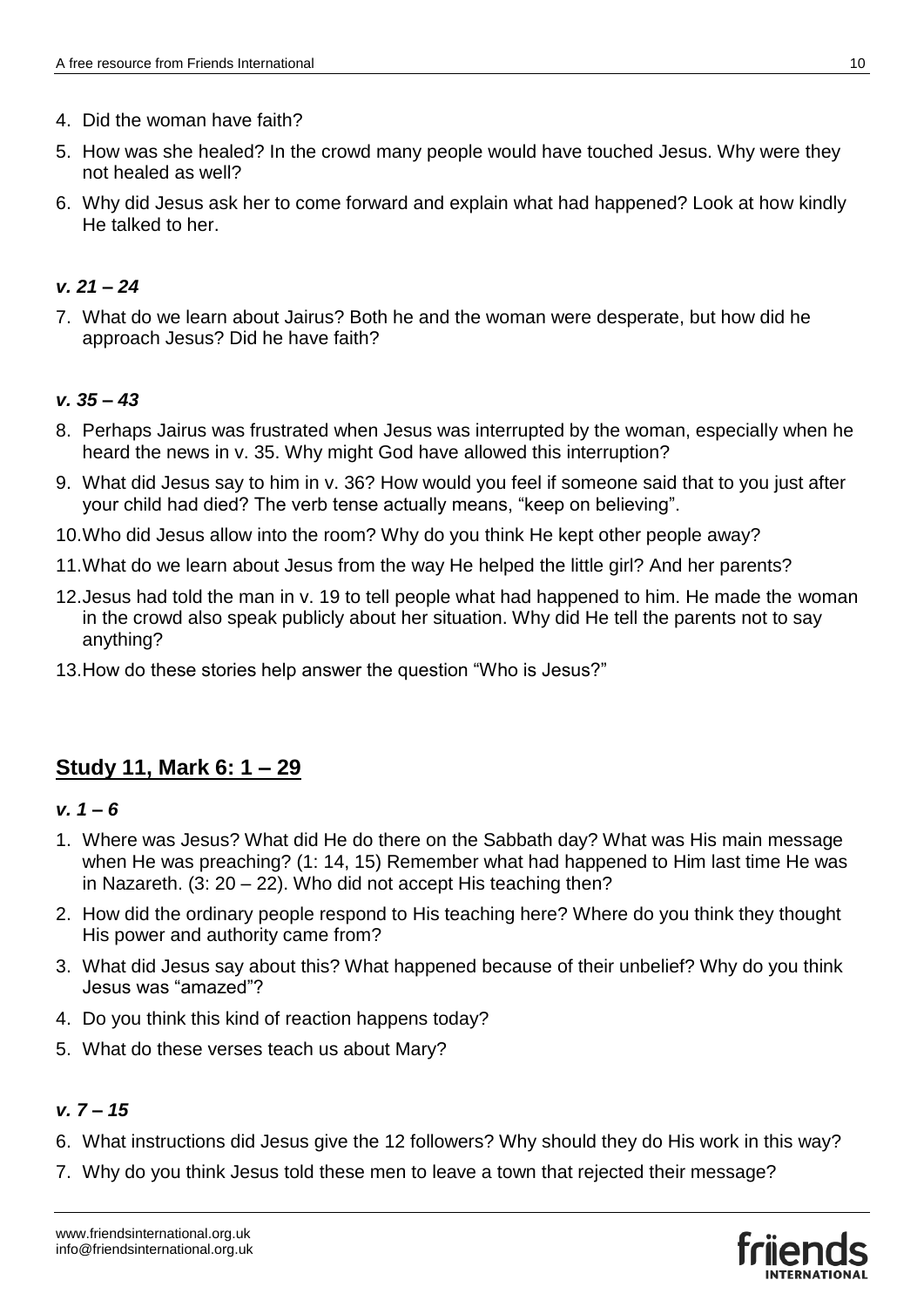4. Did the woman have faith?
5. How was she healed? In the crowd many people would have touched Jesus. Why were they not healed as well?
6. Why did Jesus ask her to come forward and explain what had happened? Look at how kindly He talked to her.

***v. 21 – 24***

7. What do we learn about Jairus? Both he and the woman were desperate, but how did he approach Jesus? Did he have faith?

***v. 35 – 43***

8. Perhaps Jairus was frustrated when Jesus was interrupted by the woman, especially when he heard the news in v. 35. Why might God have allowed this interruption?
9. What did Jesus say to him in v. 36? How would you feel if someone said that to you just after your child had died? The verb tense actually means, "keep on believing".
10. Who did Jesus allow into the room? Why do you think He kept other people away?
11. What do we learn about Jesus from the way He helped the little girl? And her parents?
12. Jesus had told the man in v. 19 to tell people what had happened to him. He made the woman in the crowd also speak publicly about her situation. Why did He tell the parents not to say anything?
13. How do these stories help answer the question "Who is Jesus?"

## Study 11, Mark 6: 1 – 29

***v. 1 – 6***

1. Where was Jesus? What did He do there on the Sabbath day? What was His main message when He was preaching? (1: 14, 15) Remember what had happened to Him last time He was in Nazareth. (3: 20 – 22). Who did not accept His teaching then?
2. How did the ordinary people respond to His teaching here? Where do you think they thought His power and authority came from?
3. What did Jesus say about this? What happened because of their unbelief? Why do you think Jesus was "amazed"?
4. Do you think this kind of reaction happens today?
5. What do these verses teach us about Mary?

***v. 7 – 15***

6. What instructions did Jesus give the 12 followers? Why should they do His work in this way?
7. Why do you think Jesus told these men to leave a town that rejected their message?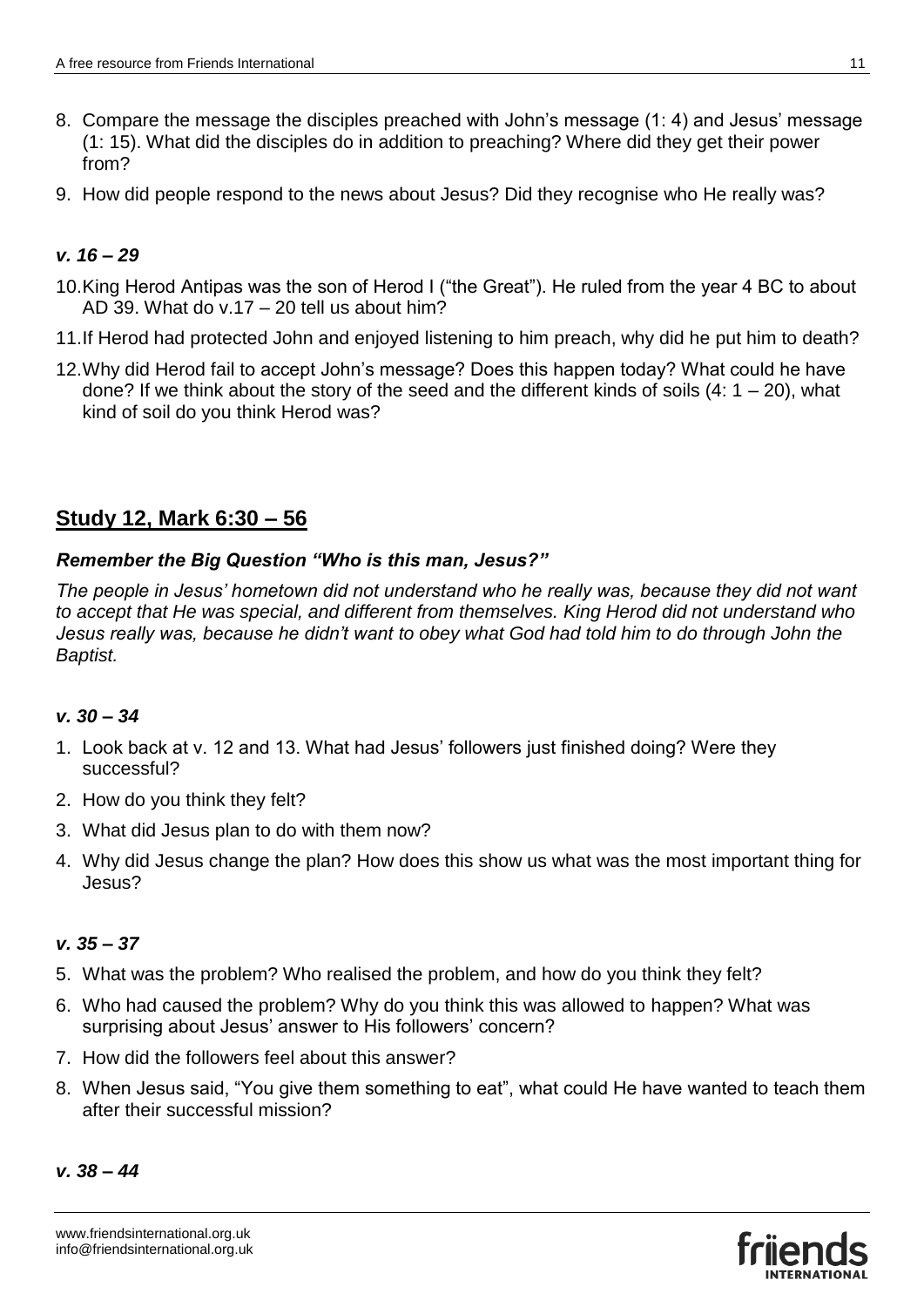8. Compare the message the disciples preached with John's message (1: 4) and Jesus' message (1: 15). What did the disciples do in addition to preaching? Where did they get their power from?
9. How did people respond to the news about Jesus? Did they recognise who He really was?

### *v. 16 – 29*

10. King Herod Antipas was the son of Herod I ("the Great"). He ruled from the year 4 BC to about AD 39. What do v.17 – 20 tell us about him?
11. If Herod had protected John and enjoyed listening to him preach, why did he put him to death?
12. Why did Herod fail to accept John's message? Does this happen today? What could he have done? If we think about the story of the seed and the different kinds of soils (4: 1 – 20), what kind of soil do you think Herod was?

## Study 12, Mark 6:30 – 56

### *Remember the Big Question "Who is this man, Jesus?"*

*The people in Jesus' hometown did not understand who he really was, because they did not want to accept that He was special, and different from themselves. King Herod did not understand who Jesus really was, because he didn't want to obey what God had told him to do through John the Baptist.*

### *v. 30 – 34*

1. Look back at v. 12 and 13. What had Jesus' followers just finished doing? Were they successful?
2. How do you think they felt?
3. What did Jesus plan to do with them now?
4. Why did Jesus change the plan? How does this show us what was the most important thing for Jesus?

### *v. 35 – 37*

5. What was the problem? Who realised the problem, and how do you think they felt?
6. Who had caused the problem? Why do you think this was allowed to happen? What was surprising about Jesus' answer to His followers' concern?
7. How did the followers feel about this answer?
8. When Jesus said, "You give them something to eat", what could He have wanted to teach them after their successful mission?

### *v. 38 – 44*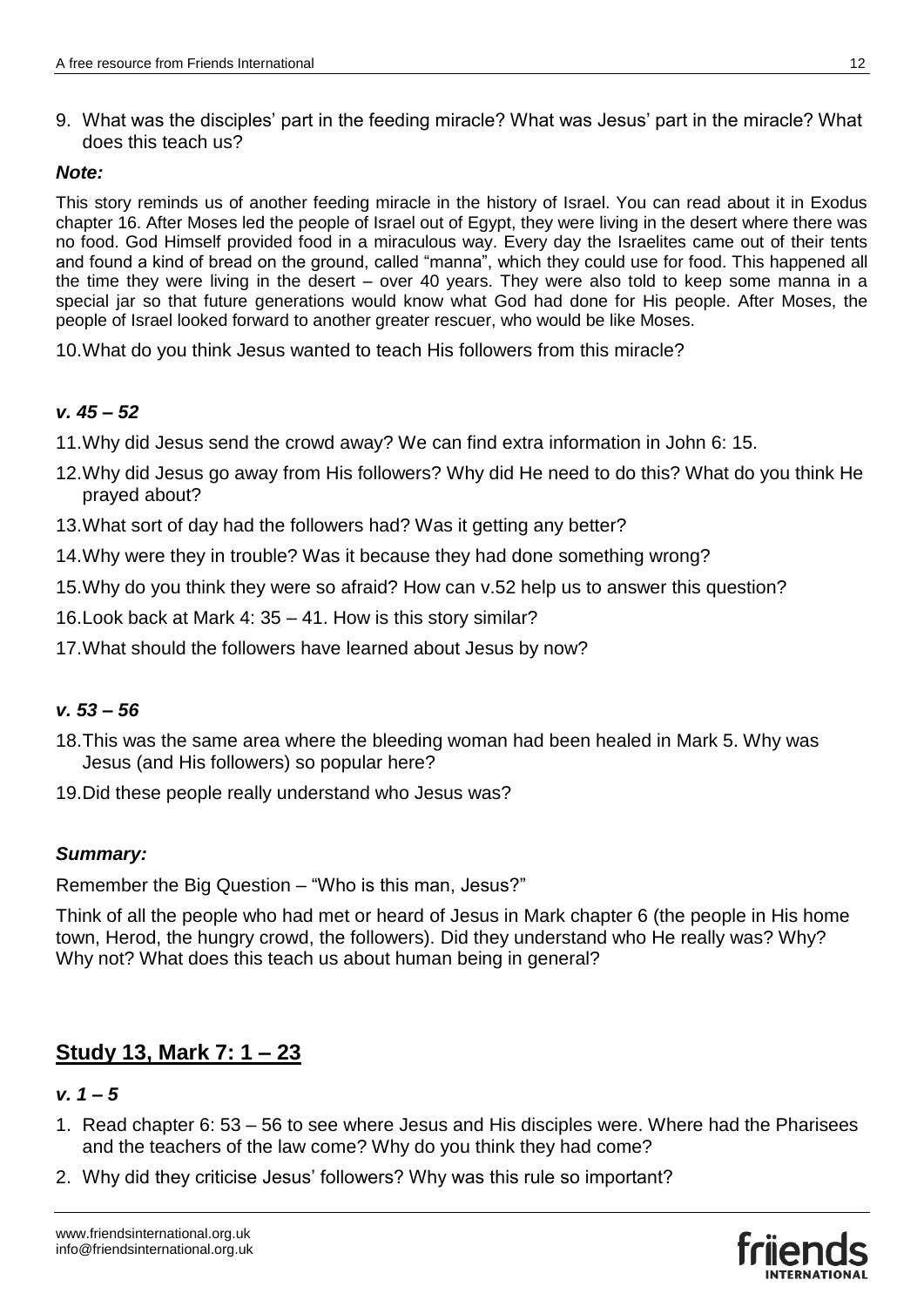9. What was the disciples' part in the feeding miracle? What was Jesus' part in the miracle? What does this teach us?

***Note:***

This story reminds us of another feeding miracle in the history of Israel. You can read about it in Exodus chapter 16. After Moses led the people of Israel out of Egypt, they were living in the desert where there was no food. God Himself provided food in a miraculous way. Every day the Israelites came out of their tents and found a kind of bread on the ground, called "manna", which they could use for food. This happened all the time they were living in the desert – over 40 years. They were also told to keep some manna in a special jar so that future generations would know what God had done for His people. After Moses, the people of Israel looked forward to another greater rescuer, who would be like Moses.

10. What do you think Jesus wanted to teach His followers from this miracle?

***v. 45 – 52***

11. Why did Jesus send the crowd away? We can find extra information in John 6: 15.
12. Why did Jesus go away from His followers? Why did He need to do this? What do you think He prayed about?
13. What sort of day had the followers had? Was it getting any better?
14. Why were they in trouble? Was it because they had done something wrong?
15. Why do you think they were so afraid? How can v.52 help us to answer this question?
16. Look back at Mark 4: 35 – 41. How is this story similar?
17. What should the followers have learned about Jesus by now?

***v. 53 – 56***

18. This was the same area where the bleeding woman had been healed in Mark 5. Why was Jesus (and His followers) so popular here?
19. Did these people really understand who Jesus was?

***Summary:***

Remember the Big Question – "Who is this man, Jesus?"

Think of all the people who had met or heard of Jesus in Mark chapter 6 (the people in His home town, Herod, the hungry crowd, the followers). Did they understand who He really was? Why? Why not? What does this teach us about human being in general?

## Study 13, Mark 7: 1 – 23

***v. 1 – 5***

1. Read chapter 6: 53 – 56 to see where Jesus and His disciples were. Where had the Pharisees and the teachers of the law come? Why do you think they had come?
2. Why did they criticise Jesus' followers? Why was this rule so important?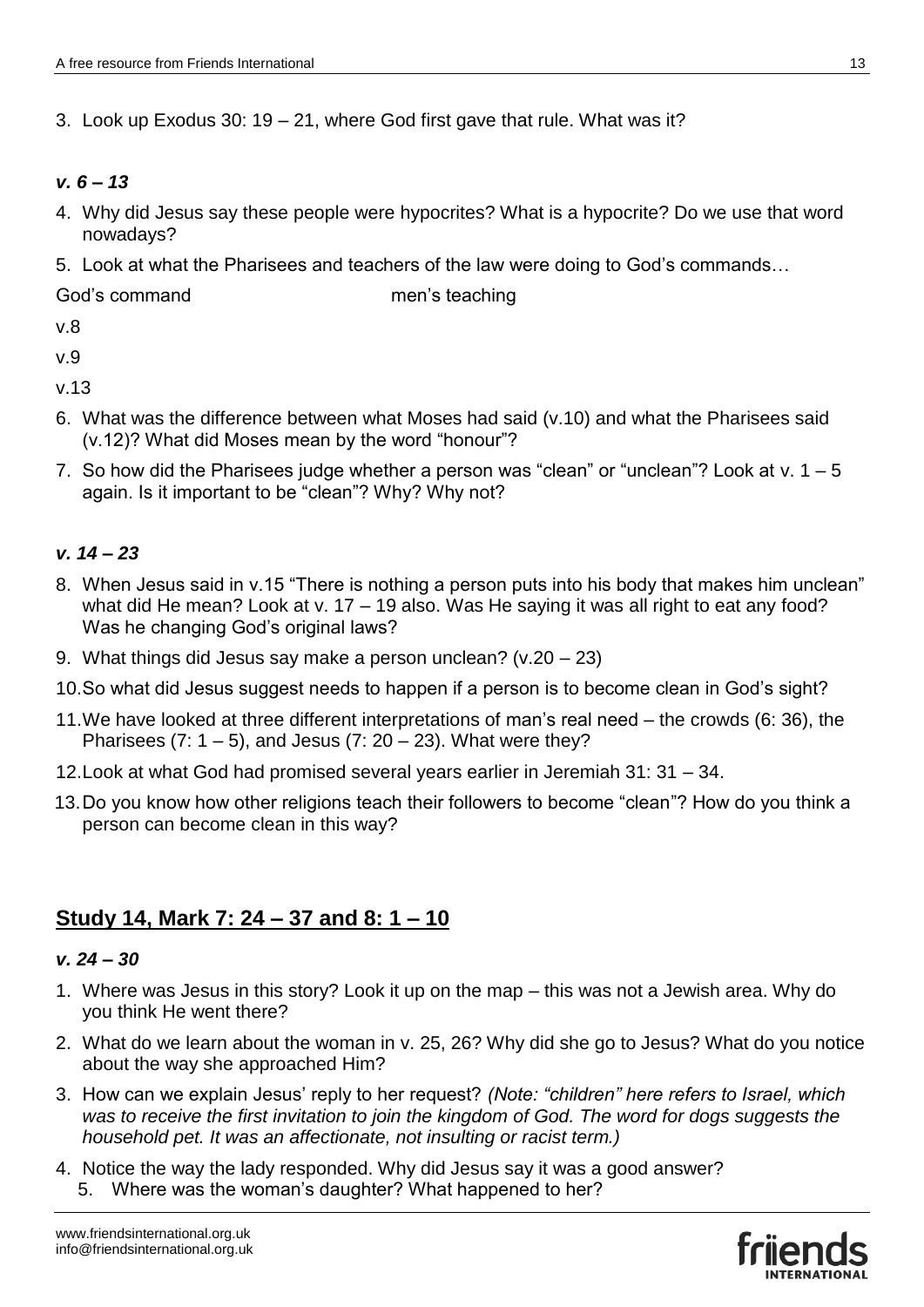3. Look up Exodus 30: 19 – 21, where God first gave that rule. What was it?

***v. 6 – 13***

4. Why did Jesus say these people were hypocrites? What is a hypocrite? Do we use that word nowadays?
5. Look at what the Pharisees and teachers of the law were doing to God's commands…

| God's command | men's teaching |
|---|---|
| v.8 | |
| v.9 | |
| v.13 | |

6. What was the difference between what Moses had said (v.10) and what the Pharisees said (v.12)? What did Moses mean by the word "honour"?
7. So how did the Pharisees judge whether a person was "clean" or "unclean"? Look at v. 1 – 5 again. Is it important to be "clean"? Why? Why not?

***v. 14 – 23***

8. When Jesus said in v.15 "There is nothing a person puts into his body that makes him unclean" what did He mean? Look at v. 17 – 19 also. Was He saying it was all right to eat any food? Was he changing God's original laws?
9. What things did Jesus say make a person unclean? (v.20 – 23)
10. So what did Jesus suggest needs to happen if a person is to become clean in God's sight?
11. We have looked at three different interpretations of man's real need – the crowds (6: 36), the Pharisees (7: 1 – 5), and Jesus (7: 20 – 23). What were they?
12. Look at what God had promised several years earlier in Jeremiah 31: 31 – 34.
13. Do you know how other religions teach their followers to become "clean"? How do you think a person can become clean in this way?

## <u>Study 14, Mark 7: 24 – 37 and 8: 1 – 10</u>

***v. 24 – 30***

1. Where was Jesus in this story? Look it up on the map – this was not a Jewish area. Why do you think He went there?
2. What do we learn about the woman in v. 25, 26? Why did she go to Jesus? What do you notice about the way she approached Him?
3. How can we explain Jesus' reply to her request? *(Note: "children" here refers to Israel, which was to receive the first invitation to join the kingdom of God. The word for dogs suggests the household pet. It was an affectionate, not insulting or racist term.)*
4. Notice the way the lady responded. Why did Jesus say it was a good answer?
5. Where was the woman's daughter? What happened to her?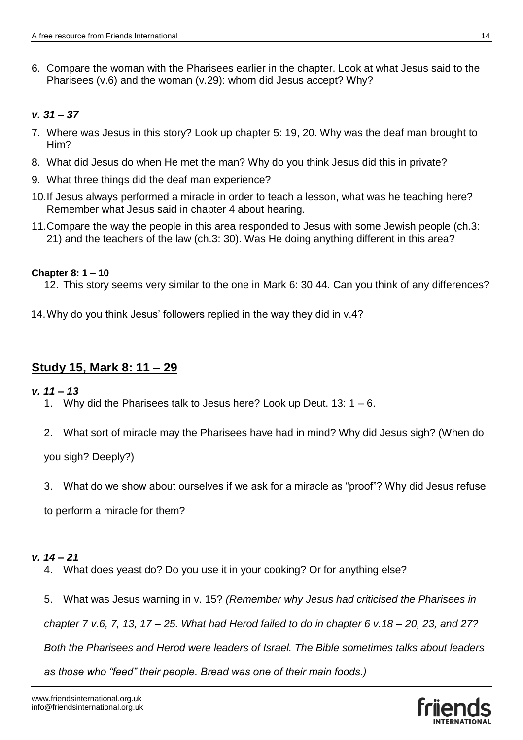6. Compare the woman with the Pharisees earlier in the chapter. Look at what Jesus said to the Pharisees (v.6) and the woman (v.29): whom did Jesus accept? Why?

### *v. 31 – 37*

7. Where was Jesus in this story? Look up chapter 5: 19, 20. Why was the deaf man brought to Him?
8. What did Jesus do when He met the man? Why do you think Jesus did this in private?
9. What three things did the deaf man experience?
10. If Jesus always performed a miracle in order to teach a lesson, what was he teaching here? Remember what Jesus said in chapter 4 about hearing.
11. Compare the way the people in this area responded to Jesus with some Jewish people (ch.3: 21) and the teachers of the law (ch.3: 30). Was He doing anything different in this area?

**Chapter 8: 1 – 10**

12. This story seems very similar to the one in Mark 6: 30 44. Can you think of any differences?

14. Why do you think Jesus' followers replied in the way they did in v.4?

## Study 15, Mark 8: 11 – 29

### *v. 11 – 13*

1. Why did the Pharisees talk to Jesus here? Look up Deut. 13: 1 – 6.
2. What sort of miracle may the Pharisees have had in mind? Why did Jesus sigh? (When do you sigh? Deeply?)
3. What do we show about ourselves if we ask for a miracle as "proof"? Why did Jesus refuse to perform a miracle for them?

### *v. 14 – 21*

4. What does yeast do? Do you use it in your cooking? Or for anything else?
5. What was Jesus warning in v. 15? *(Remember why Jesus had criticised the Pharisees in chapter 7 v.6, 7, 13, 17 – 25. What had Herod failed to do in chapter 6 v.18 – 20, 23, and 27? Both the Pharisees and Herod were leaders of Israel. The Bible sometimes talks about leaders as those who "feed" their people. Bread was one of their main foods.)*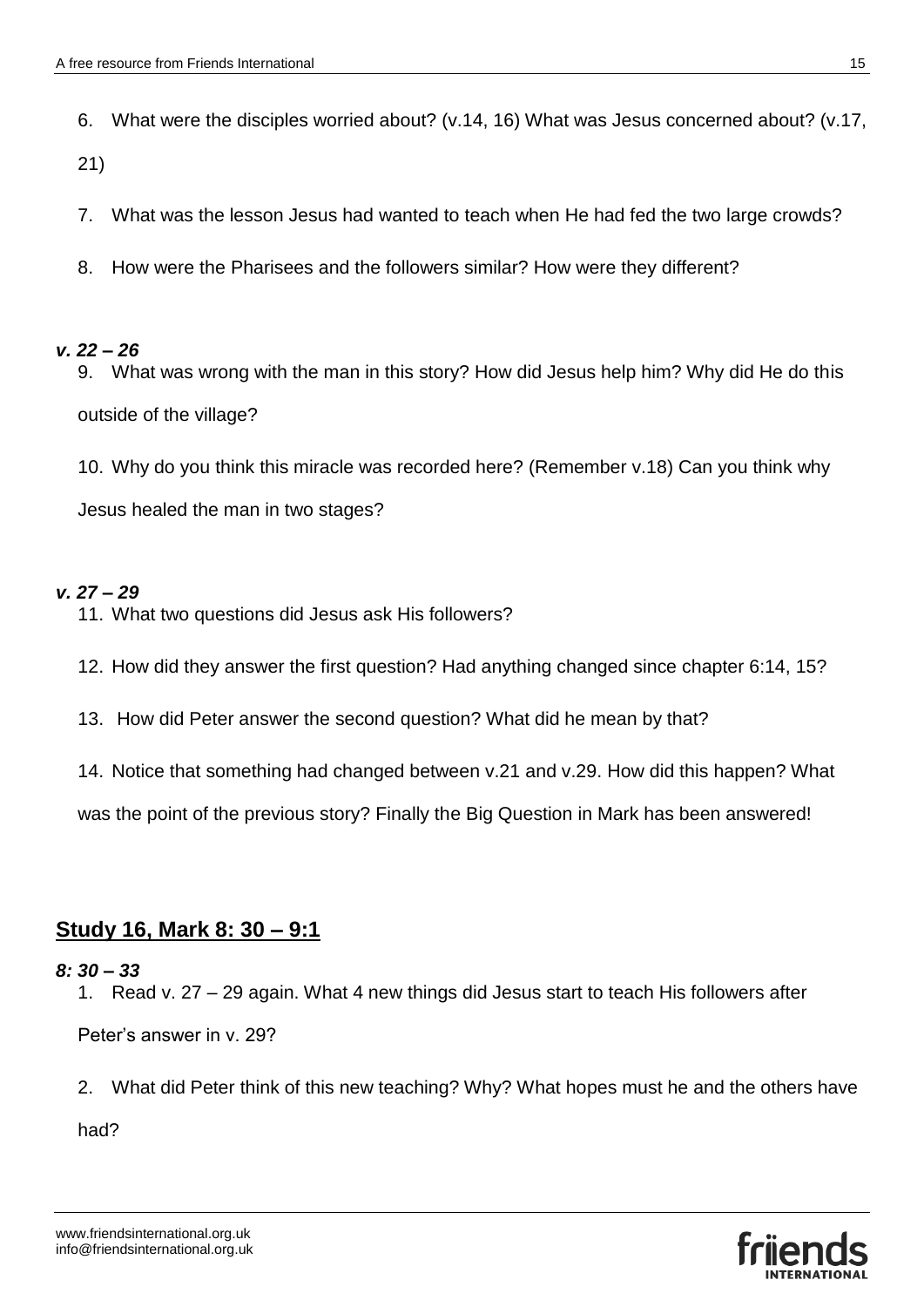6. What were the disciples worried about? (v.14, 16) What was Jesus concerned about? (v.17, 21)

7. What was the lesson Jesus had wanted to teach when He had fed the two large crowds?

8. How were the Pharisees and the followers similar? How were they different?

***v. 22 – 26***

9. What was wrong with the man in this story? How did Jesus help him? Why did He do this outside of the village?

10. Why do you think this miracle was recorded here? (Remember v.18) Can you think why Jesus healed the man in two stages?

***v. 27 – 29***

11. What two questions did Jesus ask His followers?

12. How did they answer the first question? Had anything changed since chapter 6:14, 15?

13. How did Peter answer the second question? What did he mean by that?

14. Notice that something had changed between v.21 and v.29. How did this happen? What was the point of the previous story? Finally the Big Question in Mark has been answered!

## Study 16, Mark 8: 30 – 9:1

***8: 30 – 33***

1. Read v. 27 – 29 again. What 4 new things did Jesus start to teach His followers after Peter's answer in v. 29?

2. What did Peter think of this new teaching? Why? What hopes must he and the others have had?

www.friendsinternational.org.uk
info@friendsinternational.org.uk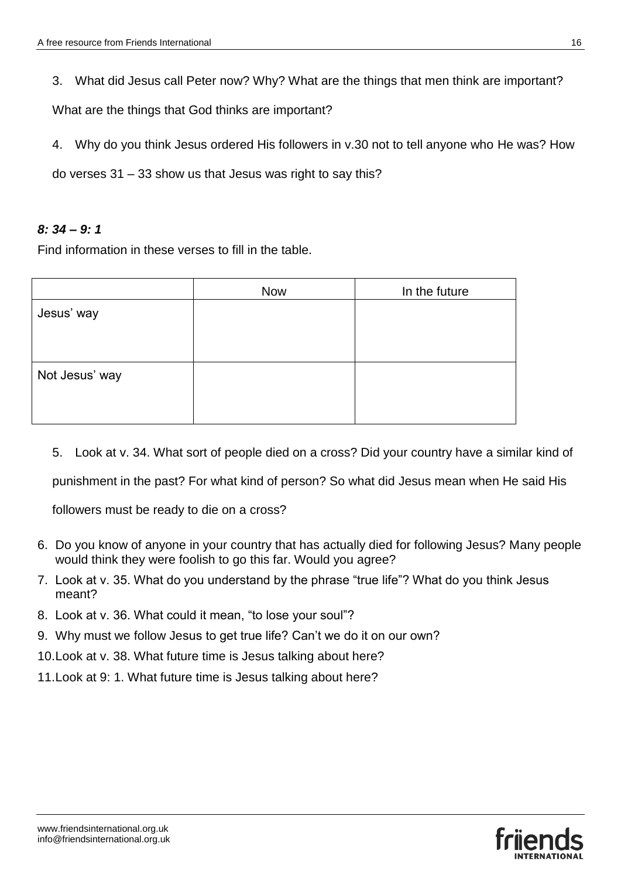3. What did Jesus call Peter now? Why? What are the things that men think are important? What are the things that God thinks are important?

4. Why do you think Jesus ordered His followers in v.30 not to tell anyone who He was? How do verses 31 – 33 show us that Jesus was right to say this?

***8: 34 – 9: 1***

Find information in these verses to fill in the table.

| | Now | In the future |
|---|---|---|
| Jesus' way | | |
| Not Jesus' way | | |

5. Look at v. 34. What sort of people died on a cross? Did your country have a similar kind of punishment in the past? For what kind of person? So what did Jesus mean when He said His followers must be ready to die on a cross?

6. Do you know of anyone in your country that has actually died for following Jesus? Many people would think they were foolish to go this far. Would you agree?
7. Look at v. 35. What do you understand by the phrase "true life"? What do you think Jesus meant?
8. Look at v. 36. What could it mean, "to lose your soul"?
9. Why must we follow Jesus to get true life? Can't we do it on our own?
10. Look at v. 38. What future time is Jesus talking about here?
11. Look at 9: 1. What future time is Jesus talking about here?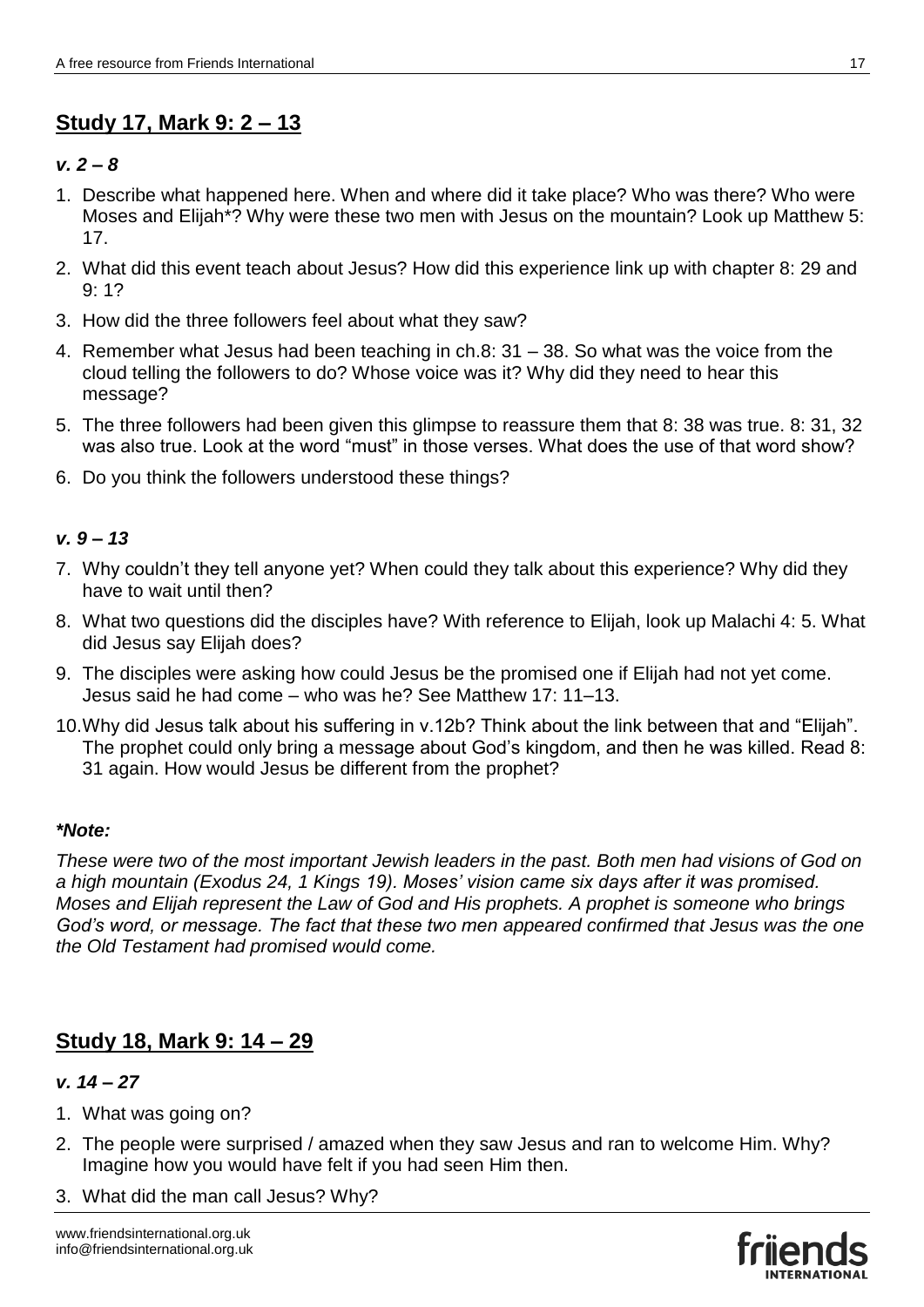## Study 17, Mark 9: 2 – 13

### *v. 2 – 8*

1. Describe what happened here. When and where did it take place? Who was there? Who were Moses and Elijah*? Why were these two men with Jesus on the mountain? Look up Matthew 5: 17.
2. What did this event teach about Jesus? How did this experience link up with chapter 8: 29 and 9: 1?
3. How did the three followers feel about what they saw?
4. Remember what Jesus had been teaching in ch.8: 31 – 38. So what was the voice from the cloud telling the followers to do? Whose voice was it? Why did they need to hear this message?
5. The three followers had been given this glimpse to reassure them that 8: 38 was true. 8: 31, 32 was also true. Look at the word "must" in those verses. What does the use of that word show?
6. Do you think the followers understood these things?

### *v. 9 – 13*

7. Why couldn't they tell anyone yet? When could they talk about this experience? Why did they have to wait until then?
8. What two questions did the disciples have? With reference to Elijah, look up Malachi 4: 5. What did Jesus say Elijah does?
9. The disciples were asking how could Jesus be the promised one if Elijah had not yet come. Jesus said he had come – who was he? See Matthew 17: 11–13.
10. Why did Jesus talk about his suffering in v.12b? Think about the link between that and "Elijah". The prophet could only bring a message about God's kingdom, and then he was killed. Read 8: 31 again. How would Jesus be different from the prophet?

***Note:***

*These were two of the most important Jewish leaders in the past. Both men had visions of God on a high mountain (Exodus 24, 1 Kings 19). Moses' vision came six days after it was promised. Moses and Elijah represent the Law of God and His prophets. A prophet is someone who brings God's word, or message. The fact that these two men appeared confirmed that Jesus was the one the Old Testament had promised would come.*

## Study 18, Mark 9: 14 – 29

### *v. 14 – 27*

1. What was going on?
2. The people were surprised / amazed when they saw Jesus and ran to welcome Him. Why? Imagine how you would have felt if you had seen Him then.
3. What did the man call Jesus? Why?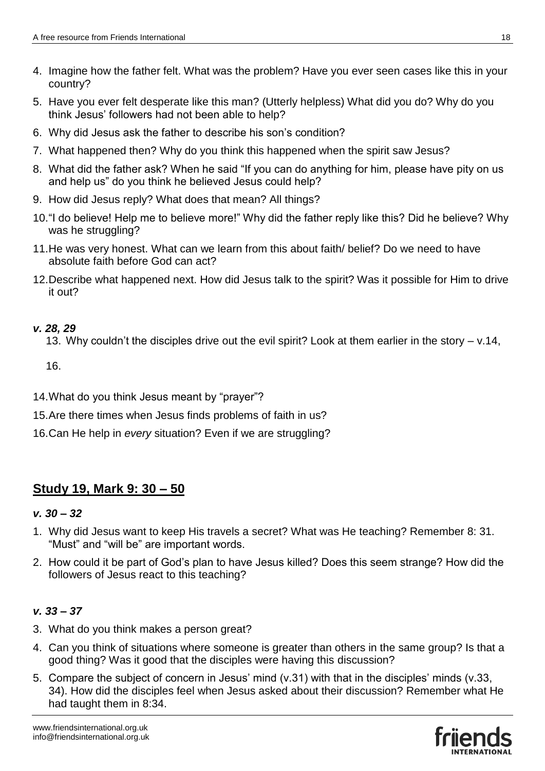4. Imagine how the father felt. What was the problem? Have you ever seen cases like this in your country?
5. Have you ever felt desperate like this man? (Utterly helpless) What did you do? Why do you think Jesus' followers had not been able to help?
6. Why did Jesus ask the father to describe his son's condition?
7. What happened then? Why do you think this happened when the spirit saw Jesus?
8. What did the father ask? When he said "If you can do anything for him, please have pity on us and help us" do you think he believed Jesus could help?
9. How did Jesus reply? What does that mean? All things?
10. "I do believe! Help me to believe more!" Why did the father reply like this? Did he believe? Why was he struggling?
11. He was very honest. What can we learn from this about faith/ belief? Do we need to have absolute faith before God can act?
12. Describe what happened next. How did Jesus talk to the spirit? Was it possible for Him to drive it out?

***v. 28, 29***

13. Why couldn't the disciples drive out the evil spirit? Look at them earlier in the story – v.14, 16.
14. What do you think Jesus meant by "prayer"?
15. Are there times when Jesus finds problems of faith in us?
16. Can He help in *every* situation? Even if we are struggling?

## Study 19, Mark 9: 30 – 50

***v. 30 – 32***

1. Why did Jesus want to keep His travels a secret? What was He teaching? Remember 8: 31. "Must" and "will be" are important words.
2. How could it be part of God's plan to have Jesus killed? Does this seem strange? How did the followers of Jesus react to this teaching?

***v. 33 – 37***

3. What do you think makes a person great?
4. Can you think of situations where someone is greater than others in the same group? Is that a good thing? Was it good that the disciples were having this discussion?
5. Compare the subject of concern in Jesus' mind (v.31) with that in the disciples' minds (v.33, 34). How did the disciples feel when Jesus asked about their discussion? Remember what He had taught them in 8:34.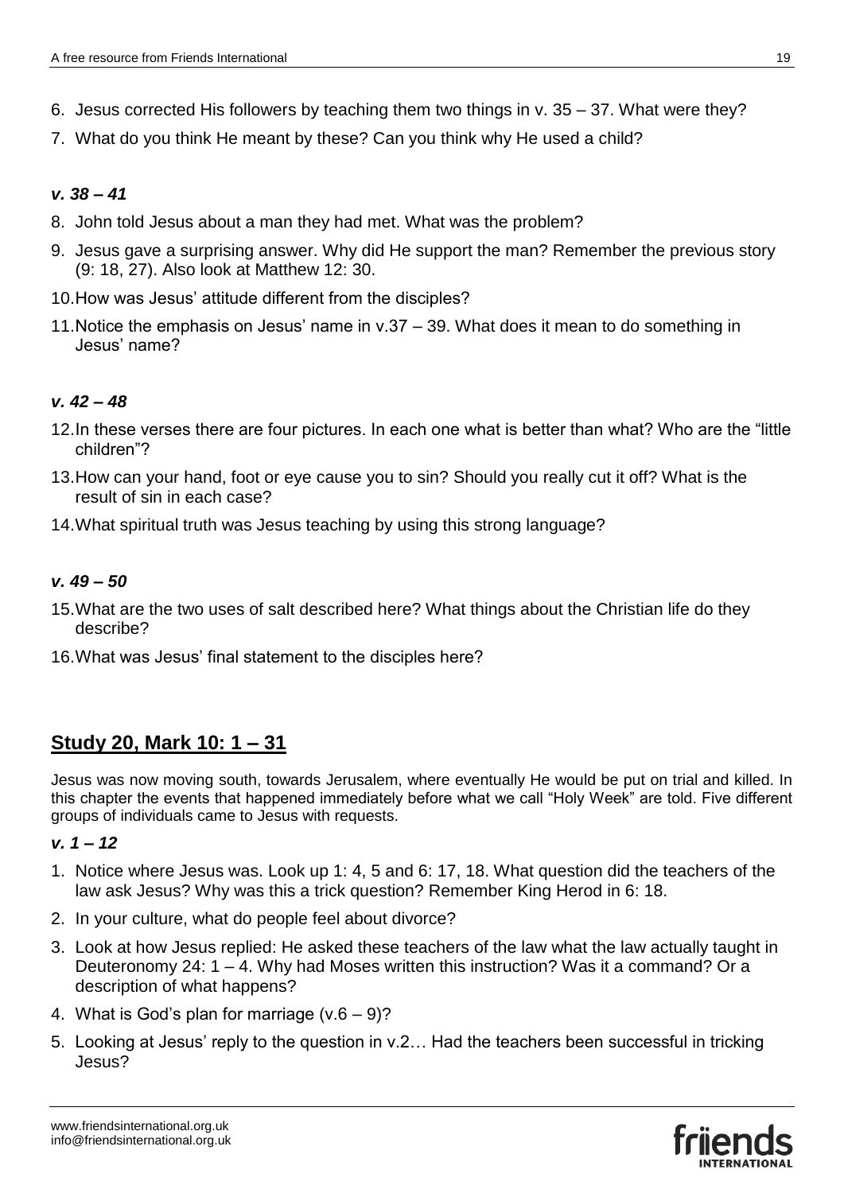6. Jesus corrected His followers by teaching them two things in v. 35 – 37. What were they?
7. What do you think He meant by these? Can you think why He used a child?

***v. 38 – 41***

8. John told Jesus about a man they had met. What was the problem?
9. Jesus gave a surprising answer. Why did He support the man? Remember the previous story (9: 18, 27). Also look at Matthew 12: 30.
10. How was Jesus' attitude different from the disciples?
11. Notice the emphasis on Jesus' name in v.37 – 39. What does it mean to do something in Jesus' name?

***v. 42 – 48***

12. In these verses there are four pictures. In each one what is better than what? Who are the "little children"?
13. How can your hand, foot or eye cause you to sin? Should you really cut it off? What is the result of sin in each case?
14. What spiritual truth was Jesus teaching by using this strong language?

***v. 49 – 50***

15. What are the two uses of salt described here? What things about the Christian life do they describe?
16. What was Jesus' final statement to the disciples here?

## Study 20, Mark 10: 1 – 31

Jesus was now moving south, towards Jerusalem, where eventually He would be put on trial and killed. In this chapter the events that happened immediately before what we call "Holy Week" are told. Five different groups of individuals came to Jesus with requests.

***v. 1 – 12***

1. Notice where Jesus was. Look up 1: 4, 5 and 6: 17, 18. What question did the teachers of the law ask Jesus? Why was this a trick question? Remember King Herod in 6: 18.
2. In your culture, what do people feel about divorce?
3. Look at how Jesus replied: He asked these teachers of the law what the law actually taught in Deuteronomy 24: 1 – 4. Why had Moses written this instruction? Was it a command? Or a description of what happens?
4. What is God's plan for marriage (v.6 – 9)?
5. Looking at Jesus' reply to the question in v.2… Had the teachers been successful in tricking Jesus?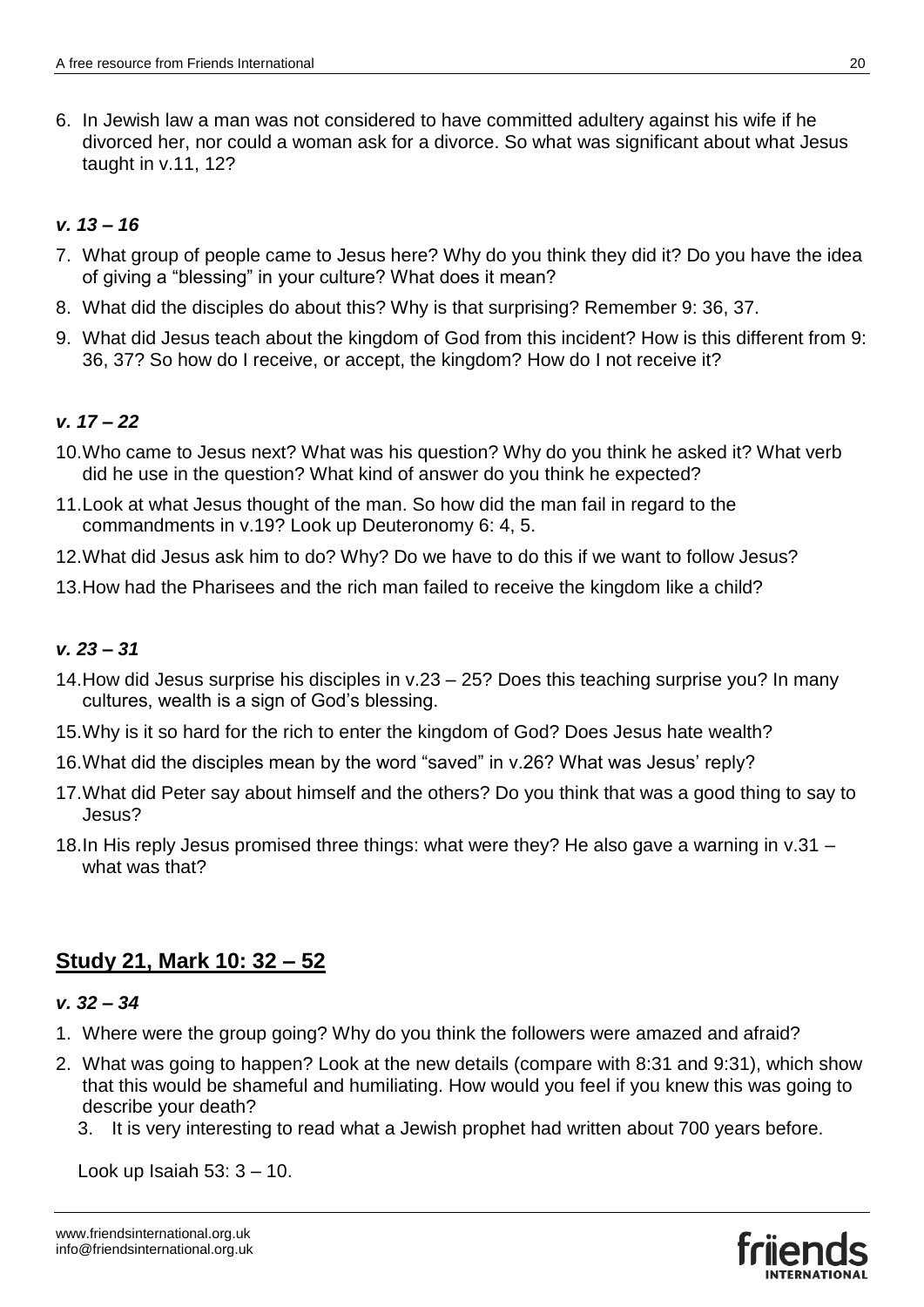6. In Jewish law a man was not considered to have committed adultery against his wife if he divorced her, nor could a woman ask for a divorce. So what was significant about what Jesus taught in v.11, 12?

### *v. 13 – 16*

7. What group of people came to Jesus here? Why do you think they did it? Do you have the idea of giving a "blessing" in your culture? What does it mean?
8. What did the disciples do about this? Why is that surprising? Remember 9: 36, 37.
9. What did Jesus teach about the kingdom of God from this incident? How is this different from 9: 36, 37? So how do I receive, or accept, the kingdom? How do I not receive it?

### *v. 17 – 22*

10. Who came to Jesus next? What was his question? Why do you think he asked it? What verb did he use in the question? What kind of answer do you think he expected?
11. Look at what Jesus thought of the man. So how did the man fail in regard to the commandments in v.19? Look up Deuteronomy 6: 4, 5.
12. What did Jesus ask him to do? Why? Do we have to do this if we want to follow Jesus?
13. How had the Pharisees and the rich man failed to receive the kingdom like a child?

### *v. 23 – 31*

14. How did Jesus surprise his disciples in v.23 – 25? Does this teaching surprise you? In many cultures, wealth is a sign of God's blessing.
15. Why is it so hard for the rich to enter the kingdom of God? Does Jesus hate wealth?
16. What did the disciples mean by the word "saved" in v.26? What was Jesus' reply?
17. What did Peter say about himself and the others? Do you think that was a good thing to say to Jesus?
18. In His reply Jesus promised three things: what were they? He also gave a warning in v.31 – what was that?

## Study 21, Mark 10: 32 – 52

### *v. 32 – 34*

1. Where were the group going? Why do you think the followers were amazed and afraid?
2. What was going to happen? Look at the new details (compare with 8:31 and 9:31), which show that this would be shameful and humiliating. How would you feel if you knew this was going to describe your death?
3. It is very interesting to read what a Jewish prophet had written about 700 years before.

Look up Isaiah 53: 3 – 10.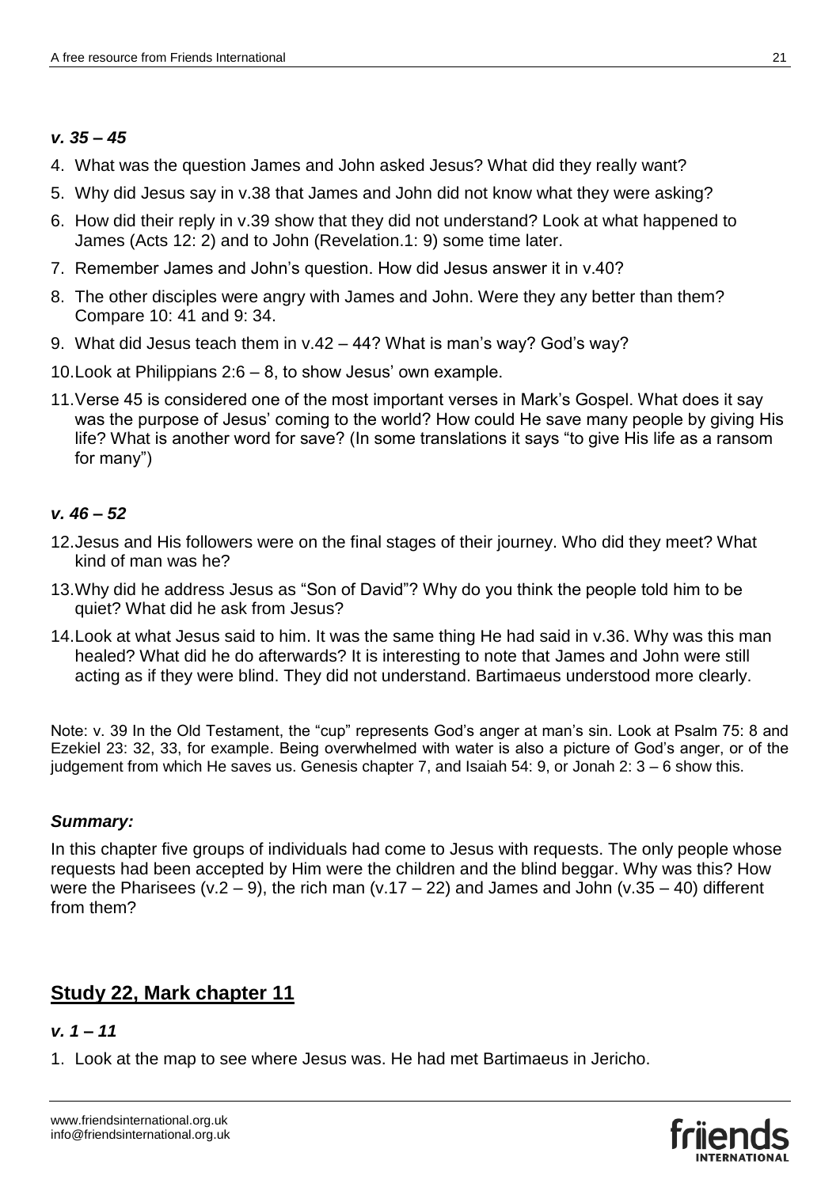### *v. 35 – 45*

4. What was the question James and John asked Jesus? What did they really want?
5. Why did Jesus say in v.38 that James and John did not know what they were asking?
6. How did their reply in v.39 show that they did not understand? Look at what happened to James (Acts 12: 2) and to John (Revelation.1: 9) some time later.
7. Remember James and John's question. How did Jesus answer it in v.40?
8. The other disciples were angry with James and John. Were they any better than them? Compare 10: 41 and 9: 34.
9. What did Jesus teach them in v.42 – 44? What is man's way? God's way?
10. Look at Philippians 2:6 – 8, to show Jesus' own example.
11. Verse 45 is considered one of the most important verses in Mark's Gospel. What does it say was the purpose of Jesus' coming to the world? How could He save many people by giving His life? What is another word for save? (In some translations it says "to give His life as a ransom for many")

### *v. 46 – 52*

12. Jesus and His followers were on the final stages of their journey. Who did they meet? What kind of man was he?
13. Why did he address Jesus as "Son of David"? Why do you think the people told him to be quiet? What did he ask from Jesus?
14. Look at what Jesus said to him. It was the same thing He had said in v.36. Why was this man healed? What did he do afterwards? It is interesting to note that James and John were still acting as if they were blind. They did not understand. Bartimaeus understood more clearly.

Note: v. 39 In the Old Testament, the "cup" represents God's anger at man's sin. Look at Psalm 75: 8 and Ezekiel 23: 32, 33, for example. Being overwhelmed with water is also a picture of God's anger, or of the judgement from which He saves us. Genesis chapter 7, and Isaiah 54: 9, or Jonah 2: 3 – 6 show this.

### *Summary:*

In this chapter five groups of individuals had come to Jesus with requests. The only people whose requests had been accepted by Him were the children and the blind beggar. Why was this? How were the Pharisees (v.2 – 9), the rich man (v.17 – 22) and James and John (v.35 – 40) different from them?

## Study 22, Mark chapter 11

### *v. 1 – 11*

1. Look at the map to see where Jesus was. He had met Bartimaeus in Jericho.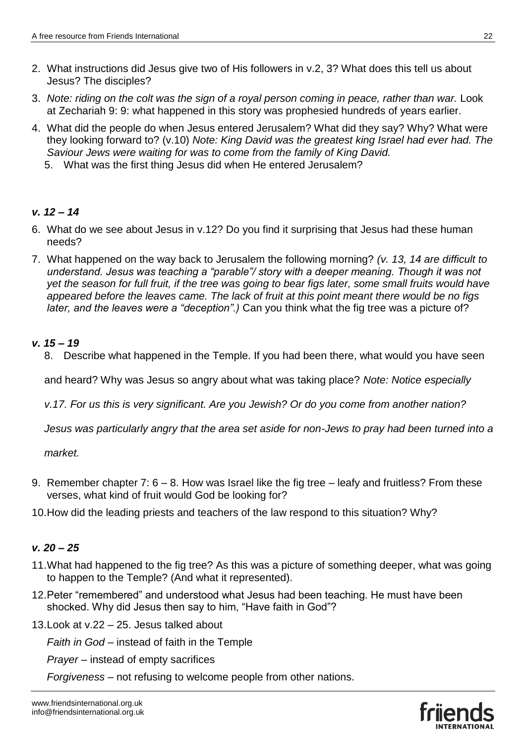2. What instructions did Jesus give two of His followers in v.2, 3? What does this tell us about Jesus? The disciples?
3. *Note: riding on the colt was the sign of a royal person coming in peace, rather than war.* Look at Zechariah 9: 9: what happened in this story was prophesied hundreds of years earlier.
4. What did the people do when Jesus entered Jerusalem? What did they say? Why? What were they looking forward to? (v.10) *Note: King David was the greatest king Israel had ever had. The Saviour Jews were waiting for was to come from the family of King David.*
5. What was the first thing Jesus did when He entered Jerusalem?

### *v. 12 – 14*

6. What do we see about Jesus in v.12? Do you find it surprising that Jesus had these human needs?
7. What happened on the way back to Jerusalem the following morning? *(v. 13, 14 are difficult to understand. Jesus was teaching a "parable"/ story with a deeper meaning. Though it was not yet the season for full fruit, if the tree was going to bear figs later, some small fruits would have appeared before the leaves came. The lack of fruit at this point meant there would be no figs later, and the leaves were a "deception".)* Can you think what the fig tree was a picture of?

### *v. 15 – 19*

8. Describe what happened in the Temple. If you had been there, what would you have seen and heard? Why was Jesus so angry about what was taking place? *Note: Notice especially v.17. For us this is very significant. Are you Jewish? Or do you come from another nation? Jesus was particularly angry that the area set aside for non-Jews to pray had been turned into a market.*
9. Remember chapter 7: 6 – 8. How was Israel like the fig tree – leafy and fruitless? From these verses, what kind of fruit would God be looking for?
10. How did the leading priests and teachers of the law respond to this situation? Why?

### *v. 20 – 25*

11. What had happened to the fig tree? As this was a picture of something deeper, what was going to happen to the Temple? (And what it represented).
12. Peter "remembered" and understood what Jesus had been teaching. He must have been shocked. Why did Jesus then say to him, "Have faith in God"?
13. Look at v.22 – 25. Jesus talked about

    *Faith in God* – instead of faith in the Temple

    *Prayer* – instead of empty sacrifices

    *Forgiveness* – not refusing to welcome people from other nations.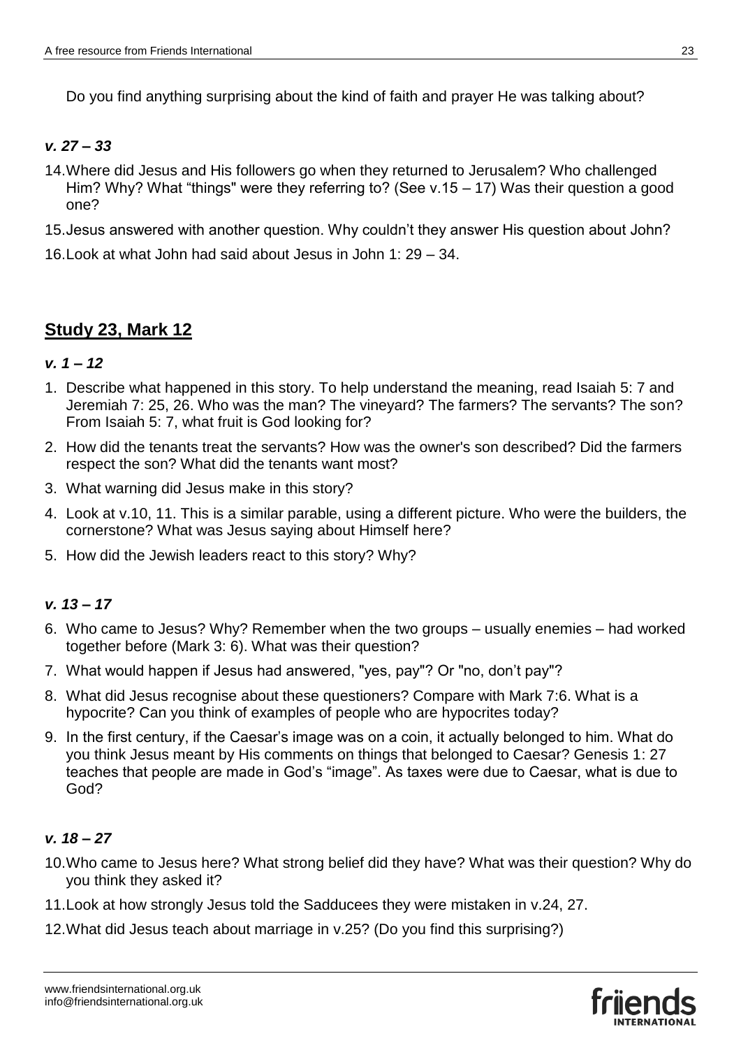Do you find anything surprising about the kind of faith and prayer He was talking about?

### *v. 27 – 33*

14. Where did Jesus and His followers go when they returned to Jerusalem? Who challenged Him? Why? What "things" were they referring to? (See v.15 – 17) Was their question a good one?
15. Jesus answered with another question. Why couldn't they answer His question about John?
16. Look at what John had said about Jesus in John 1: 29 – 34.

## Study 23, Mark 12

### *v. 1 – 12*

1. Describe what happened in this story. To help understand the meaning, read Isaiah 5: 7 and Jeremiah 7: 25, 26. Who was the man? The vineyard? The farmers? The servants? The son? From Isaiah 5: 7, what fruit is God looking for?
2. How did the tenants treat the servants? How was the owner's son described? Did the farmers respect the son? What did the tenants want most?
3. What warning did Jesus make in this story?
4. Look at v.10, 11. This is a similar parable, using a different picture. Who were the builders, the cornerstone? What was Jesus saying about Himself here?
5. How did the Jewish leaders react to this story? Why?

### *v. 13 – 17*

6. Who came to Jesus? Why? Remember when the two groups – usually enemies – had worked together before (Mark 3: 6). What was their question?
7. What would happen if Jesus had answered, "yes, pay"? Or "no, don't pay"?
8. What did Jesus recognise about these questioners? Compare with Mark 7:6. What is a hypocrite? Can you think of examples of people who are hypocrites today?
9. In the first century, if the Caesar's image was on a coin, it actually belonged to him. What do you think Jesus meant by His comments on things that belonged to Caesar? Genesis 1: 27 teaches that people are made in God's "image". As taxes were due to Caesar, what is due to God?

### *v. 18 – 27*

10. Who came to Jesus here? What strong belief did they have? What was their question? Why do you think they asked it?
11. Look at how strongly Jesus told the Sadducees they were mistaken in v.24, 27.
12. What did Jesus teach about marriage in v.25? (Do you find this surprising?)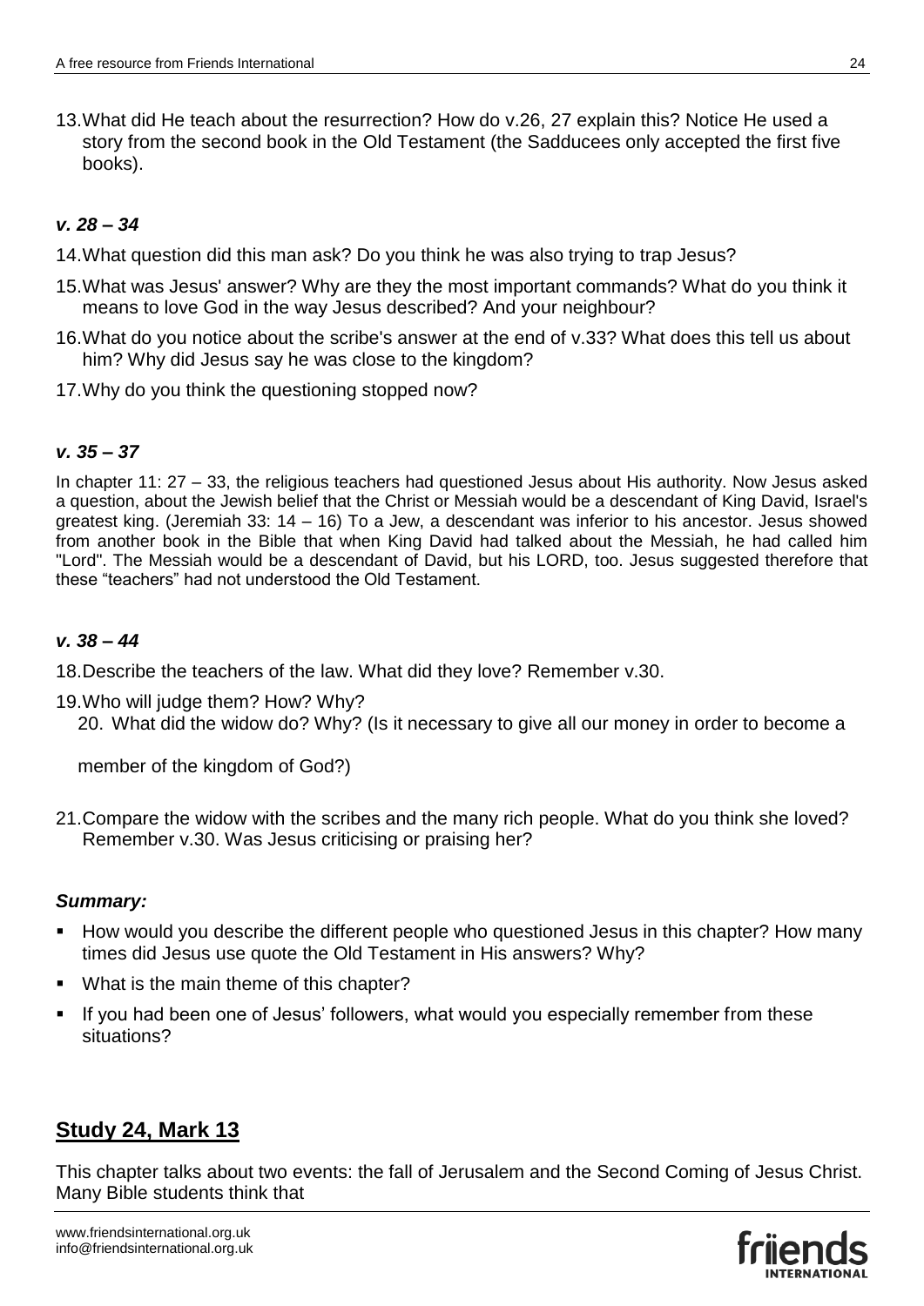13. What did He teach about the resurrection? How do v.26, 27 explain this? Notice He used a story from the second book in the Old Testament (the Sadducees only accepted the first five books).

### *v. 28 – 34*

14. What question did this man ask? Do you think he was also trying to trap Jesus?
15. What was Jesus' answer? Why are they the most important commands? What do you think it means to love God in the way Jesus described? And your neighbour?
16. What do you notice about the scribe's answer at the end of v.33? What does this tell us about him? Why did Jesus say he was close to the kingdom?
17. Why do you think the questioning stopped now?

### *v. 35 – 37*

In chapter 11: 27 – 33, the religious teachers had questioned Jesus about His authority. Now Jesus asked a question, about the Jewish belief that the Christ or Messiah would be a descendant of King David, Israel's greatest king. (Jeremiah 33: 14 – 16) To a Jew, a descendant was inferior to his ancestor. Jesus showed from another book in the Bible that when King David had talked about the Messiah, he had called him "Lord". The Messiah would be a descendant of David, but his LORD, too. Jesus suggested therefore that these "teachers" had not understood the Old Testament.

### *v. 38 – 44*

18. Describe the teachers of the law. What did they love? Remember v.30.
19. Who will judge them? How? Why?
20. What did the widow do? Why? (Is it necessary to give all our money in order to become a member of the kingdom of God?)
21. Compare the widow with the scribes and the many rich people. What do you think she loved? Remember v.30. Was Jesus criticising or praising her?

### *Summary:*

- How would you describe the different people who questioned Jesus in this chapter? How many times did Jesus use quote the Old Testament in His answers? Why?
- What is the main theme of this chapter?
- If you had been one of Jesus' followers, what would you especially remember from these situations?

## Study 24, Mark 13

This chapter talks about two events: the fall of Jerusalem and the Second Coming of Jesus Christ. Many Bible students think that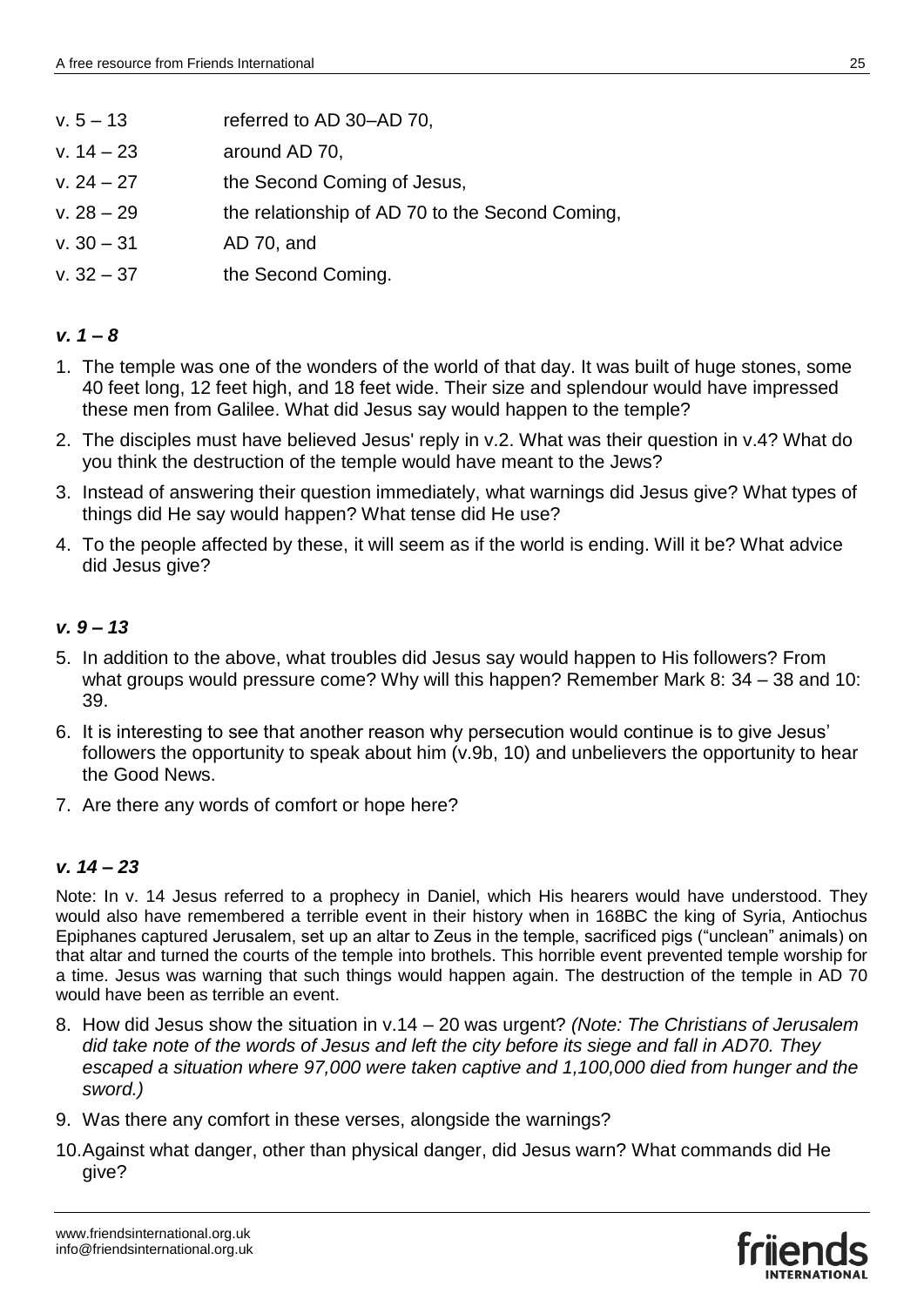| | |
|---|---|
| v. 5 – 13 | referred to AD 30–AD 70, |
| v. 14 – 23 | around AD 70, |
| v. 24 – 27 | the Second Coming of Jesus, |
| v. 28 – 29 | the relationship of AD 70 to the Second Coming, |
| v. 30 – 31 | AD 70, and |
| v. 32 – 37 | the Second Coming. |

### *v. 1 – 8*

1. The temple was one of the wonders of the world of that day. It was built of huge stones, some 40 feet long, 12 feet high, and 18 feet wide. Their size and splendour would have impressed these men from Galilee. What did Jesus say would happen to the temple?
2. The disciples must have believed Jesus' reply in v.2. What was their question in v.4? What do you think the destruction of the temple would have meant to the Jews?
3. Instead of answering their question immediately, what warnings did Jesus give? What types of things did He say would happen? What tense did He use?
4. To the people affected by these, it will seem as if the world is ending. Will it be? What advice did Jesus give?

### *v. 9 – 13*

5. In addition to the above, what troubles did Jesus say would happen to His followers? From what groups would pressure come? Why will this happen? Remember Mark 8: 34 – 38 and 10: 39.
6. It is interesting to see that another reason why persecution would continue is to give Jesus' followers the opportunity to speak about him (v.9b, 10) and unbelievers the opportunity to hear the Good News.
7. Are there any words of comfort or hope here?

### *v. 14 – 23*

Note: In v. 14 Jesus referred to a prophecy in Daniel, which His hearers would have understood. They would also have remembered a terrible event in their history when in 168BC the king of Syria, Antiochus Epiphanes captured Jerusalem, set up an altar to Zeus in the temple, sacrificed pigs ("unclean" animals) on that altar and turned the courts of the temple into brothels. This horrible event prevented temple worship for a time. Jesus was warning that such things would happen again. The destruction of the temple in AD 70 would have been as terrible an event.

8. How did Jesus show the situation in v.14 – 20 was urgent? *(Note: The Christians of Jerusalem did take note of the words of Jesus and left the city before its siege and fall in AD70. They escaped a situation where 97,000 were taken captive and 1,100,000 died from hunger and the sword.)*
9. Was there any comfort in these verses, alongside the warnings?
10. Against what danger, other than physical danger, did Jesus warn? What commands did He give?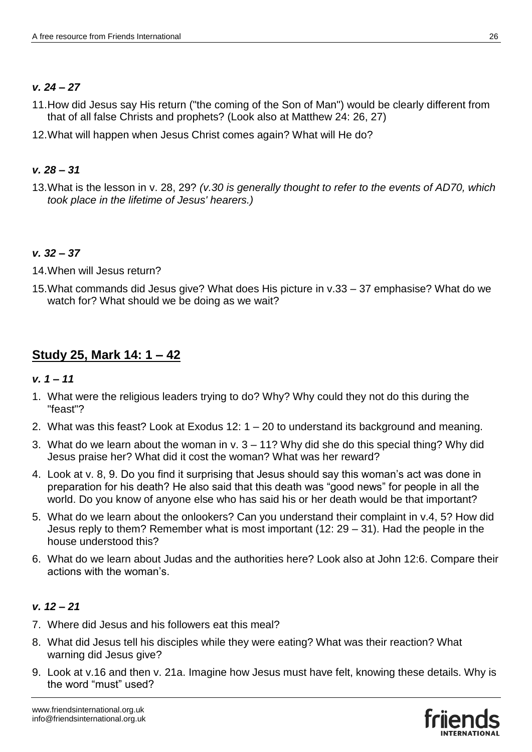***v. 24 – 27***

11. How did Jesus say His return ("the coming of the Son of Man") would be clearly different from that of all false Christs and prophets? (Look also at Matthew 24: 26, 27)
12. What will happen when Jesus Christ comes again? What will He do?

***v. 28 – 31***

13. What is the lesson in v. 28, 29? *(v.30 is generally thought to refer to the events of AD70, which took place in the lifetime of Jesus' hearers.)*

***v. 32 – 37***

14. When will Jesus return?
15. What commands did Jesus give? What does His picture in v.33 – 37 emphasise? What do we watch for? What should we be doing as we wait?

## Study 25, Mark 14: 1 – 42

***v. 1 – 11***

1. What were the religious leaders trying to do? Why? Why could they not do this during the "feast"?
2. What was this feast? Look at Exodus 12: 1 – 20 to understand its background and meaning.
3. What do we learn about the woman in v. 3 – 11? Why did she do this special thing? Why did Jesus praise her? What did it cost the woman? What was her reward?
4. Look at v. 8, 9. Do you find it surprising that Jesus should say this woman's act was done in preparation for his death? He also said that this death was "good news" for people in all the world. Do you know of anyone else who has said his or her death would be that important?
5. What do we learn about the onlookers? Can you understand their complaint in v.4, 5? How did Jesus reply to them? Remember what is most important (12: 29 – 31). Had the people in the house understood this?
6. What do we learn about Judas and the authorities here? Look also at John 12:6. Compare their actions with the woman's.

***v. 12 – 21***

7. Where did Jesus and his followers eat this meal?
8. What did Jesus tell his disciples while they were eating? What was their reaction? What warning did Jesus give?
9. Look at v.16 and then v. 21a. Imagine how Jesus must have felt, knowing these details. Why is the word "must" used?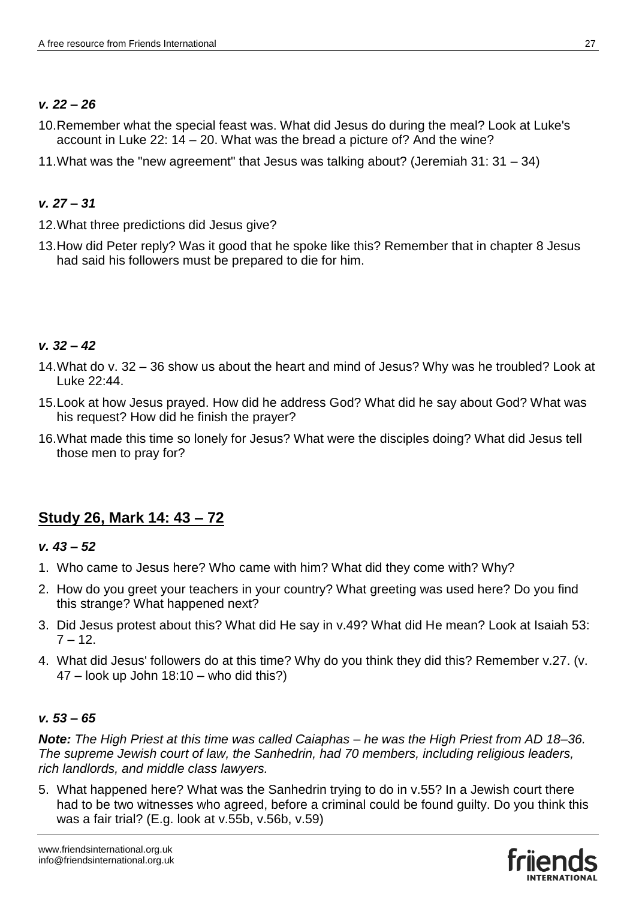***v. 22 – 26***

10. Remember what the special feast was. What did Jesus do during the meal? Look at Luke's account in Luke 22: 14 – 20. What was the bread a picture of? And the wine?
11. What was the "new agreement" that Jesus was talking about? (Jeremiah 31: 31 – 34)

***v. 27 – 31***

12. What three predictions did Jesus give?
13. How did Peter reply? Was it good that he spoke like this? Remember that in chapter 8 Jesus had said his followers must be prepared to die for him.

***v. 32 – 42***

14. What do v. 32 – 36 show us about the heart and mind of Jesus? Why was he troubled? Look at Luke 22:44.
15. Look at how Jesus prayed. How did he address God? What did he say about God? What was his request? How did he finish the prayer?
16. What made this time so lonely for Jesus? What were the disciples doing? What did Jesus tell those men to pray for?

## Study 26, Mark 14: 43 – 72

***v. 43 – 52***

1. Who came to Jesus here? Who came with him? What did they come with? Why?
2. How do you greet your teachers in your country? What greeting was used here? Do you find this strange? What happened next?
3. Did Jesus protest about this? What did He say in v.49? What did He mean? Look at Isaiah 53: 7 – 12.
4. What did Jesus' followers do at this time? Why do you think they did this? Remember v.27. (v. 47 – look up John 18:10 – who did this?)

***v. 53 – 65***

***Note:*** *The High Priest at this time was called Caiaphas – he was the High Priest from AD 18–36. The supreme Jewish court of law, the Sanhedrin, had 70 members, including religious leaders, rich landlords, and middle class lawyers.*

5. What happened here? What was the Sanhedrin trying to do in v.55? In a Jewish court there had to be two witnesses who agreed, before a criminal could be found guilty. Do you think this was a fair trial? (E.g. look at v.55b, v.56b, v.59)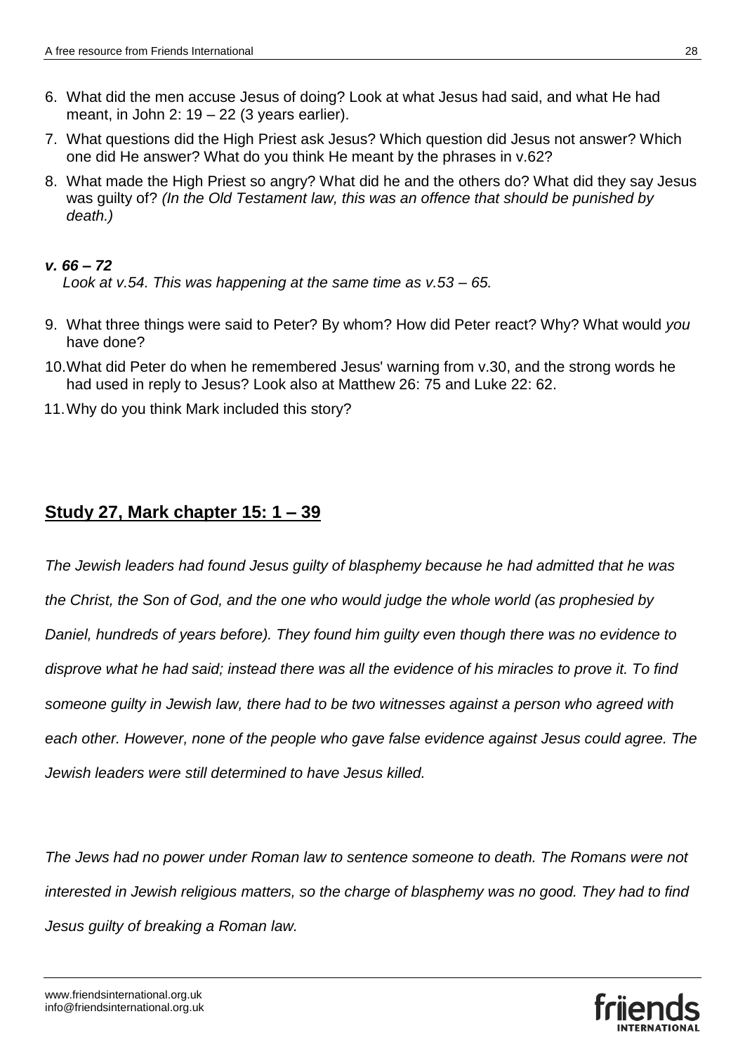6. What did the men accuse Jesus of doing? Look at what Jesus had said, and what He had meant, in John 2: 19 – 22 (3 years earlier).
7. What questions did the High Priest ask Jesus? Which question did Jesus not answer? Which one did He answer? What do you think He meant by the phrases in v.62?
8. What made the High Priest so angry? What did he and the others do? What did they say Jesus was guilty of? *(In the Old Testament law, this was an offence that should be punished by death.)*

***v. 66 – 72***

*Look at v.54. This was happening at the same time as v.53 – 65.*

9. What three things were said to Peter? By whom? How did Peter react? Why? What would *you* have done?
10. What did Peter do when he remembered Jesus' warning from v.30, and the strong words he had used in reply to Jesus? Look also at Matthew 26: 75 and Luke 22: 62.
11. Why do you think Mark included this story?

## **Study 27, Mark chapter 15: 1 – 39**

*The Jewish leaders had found Jesus guilty of blasphemy because he had admitted that he was the Christ, the Son of God, and the one who would judge the whole world (as prophesied by Daniel, hundreds of years before). They found him guilty even though there was no evidence to disprove what he had said; instead there was all the evidence of his miracles to prove it. To find someone guilty in Jewish law, there had to be two witnesses against a person who agreed with each other. However, none of the people who gave false evidence against Jesus could agree. The Jewish leaders were still determined to have Jesus killed.*

*The Jews had no power under Roman law to sentence someone to death. The Romans were not interested in Jewish religious matters, so the charge of blasphemy was no good. They had to find Jesus guilty of breaking a Roman law.*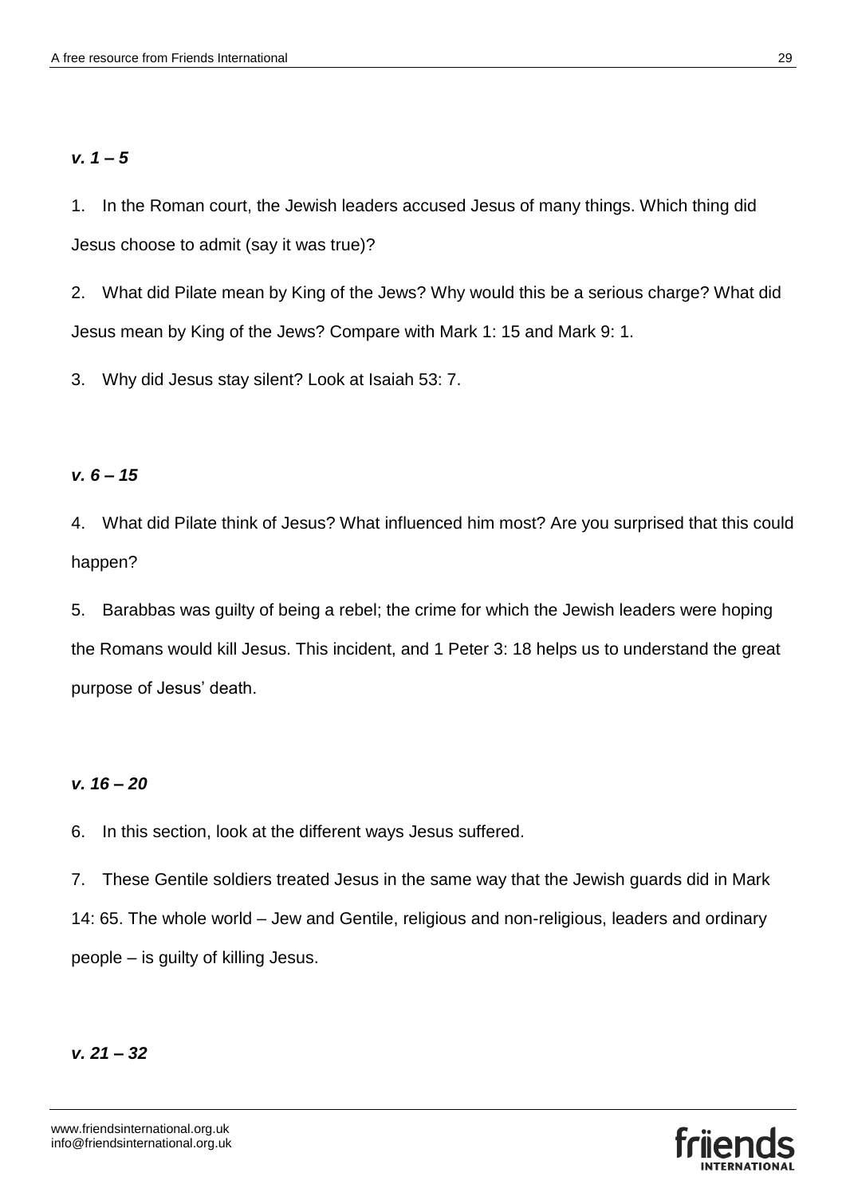***v. 1 – 5***

1. In the Roman court, the Jewish leaders accused Jesus of many things. Which thing did Jesus choose to admit (say it was true)?

2. What did Pilate mean by King of the Jews? Why would this be a serious charge? What did Jesus mean by King of the Jews? Compare with Mark 1: 15 and Mark 9: 1.

3. Why did Jesus stay silent? Look at Isaiah 53: 7.

***v. 6 – 15***

4. What did Pilate think of Jesus? What influenced him most? Are you surprised that this could happen?

5. Barabbas was guilty of being a rebel; the crime for which the Jewish leaders were hoping the Romans would kill Jesus. This incident, and 1 Peter 3: 18 helps us to understand the great purpose of Jesus' death.

***v. 16 – 20***

6. In this section, look at the different ways Jesus suffered.

7. These Gentile soldiers treated Jesus in the same way that the Jewish guards did in Mark 14: 65. The whole world – Jew and Gentile, religious and non-religious, leaders and ordinary people – is guilty of killing Jesus.

***v. 21 – 32***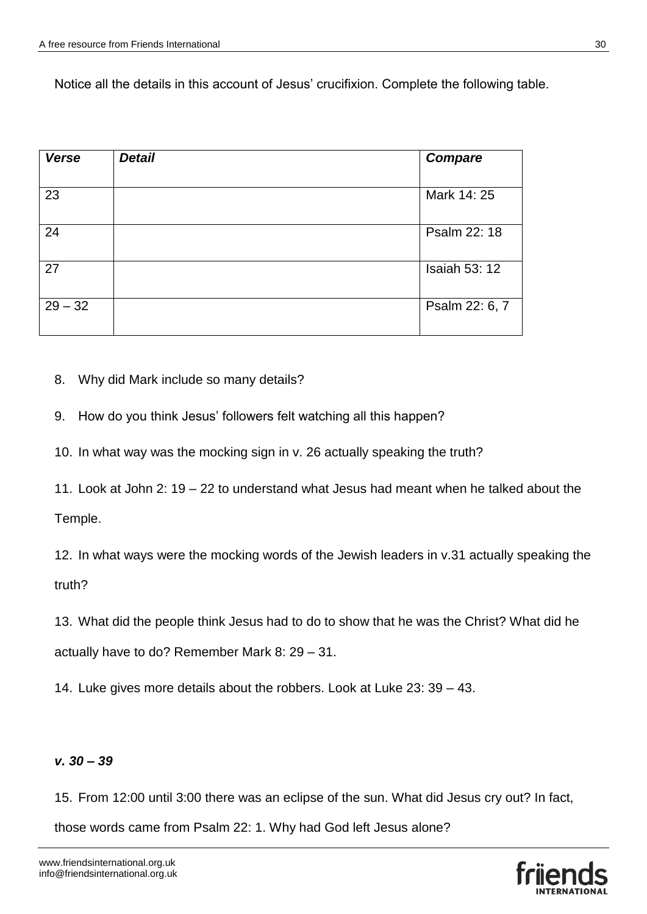Notice all the details in this account of Jesus' crucifixion. Complete the following table.

| ***Verse*** | ***Detail*** | ***Compare*** |
|---|---|---|
| 23 | | Mark 14: 25 |
| 24 | | Psalm 22: 18 |
| 27 | | Isaiah 53: 12 |
| 29 – 32 | | Psalm 22: 6, 7 |

8. Why did Mark include so many details?

9. How do you think Jesus' followers felt watching all this happen?

10. In what way was the mocking sign in v. 26 actually speaking the truth?

11. Look at John 2: 19 – 22 to understand what Jesus had meant when he talked about the Temple.

12. In what ways were the mocking words of the Jewish leaders in v.31 actually speaking the truth?

13. What did the people think Jesus had to do to show that he was the Christ? What did he actually have to do? Remember Mark 8: 29 – 31.

14. Luke gives more details about the robbers. Look at Luke 23: 39 – 43.

***v. 30 – 39***

15. From 12:00 until 3:00 there was an eclipse of the sun. What did Jesus cry out? In fact, those words came from Psalm 22: 1. Why had God left Jesus alone?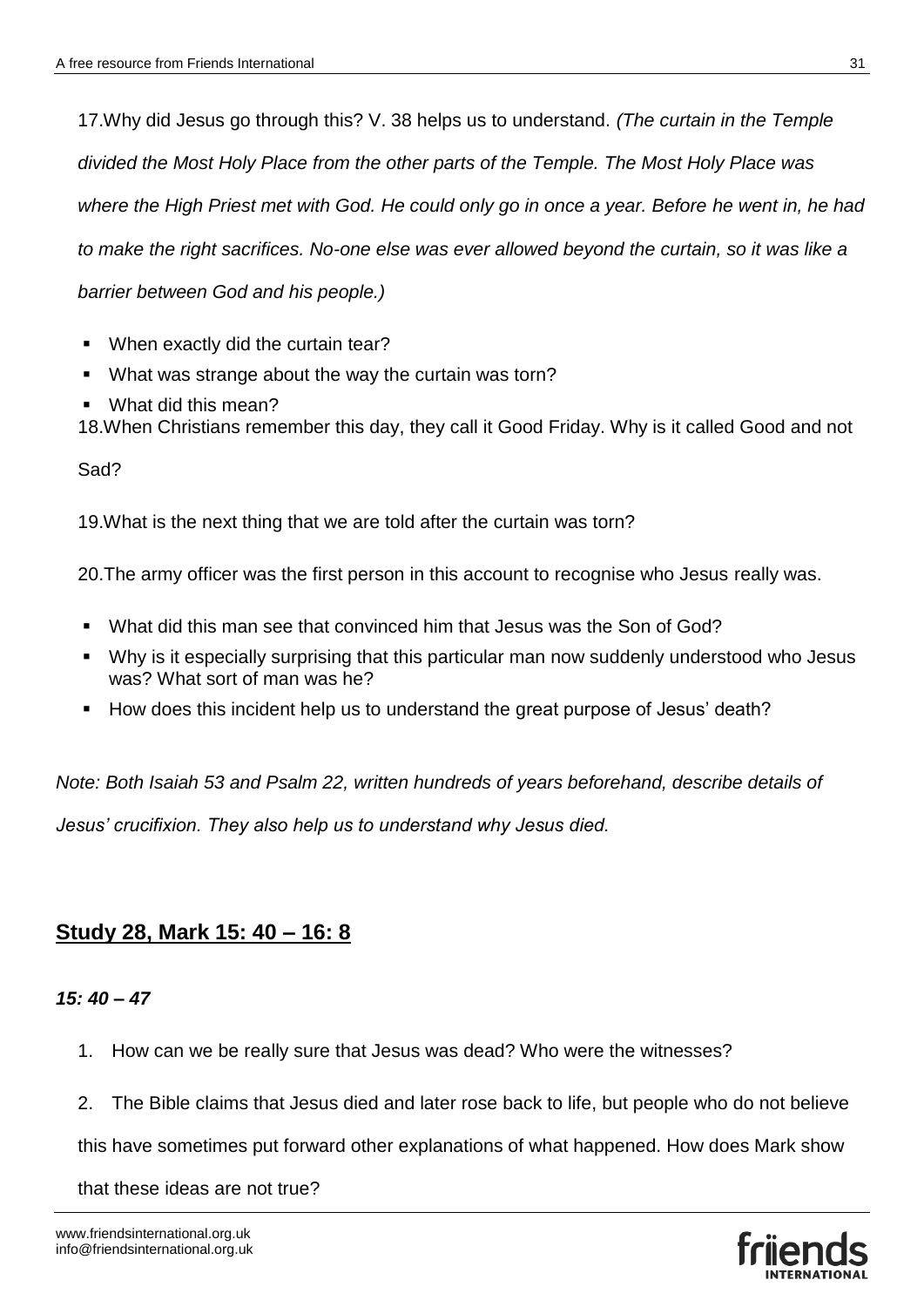17.Why did Jesus go through this? V. 38 helps us to understand. *(The curtain in the Temple divided the Most Holy Place from the other parts of the Temple. The Most Holy Place was where the High Priest met with God. He could only go in once a year. Before he went in, he had to make the right sacrifices. No-one else was ever allowed beyond the curtain, so it was like a barrier between God and his people.)*

- When exactly did the curtain tear?
- What was strange about the way the curtain was torn?
- What did this mean?

18.When Christians remember this day, they call it Good Friday. Why is it called Good and not Sad?

19.What is the next thing that we are told after the curtain was torn?

20.The army officer was the first person in this account to recognise who Jesus really was.

- What did this man see that convinced him that Jesus was the Son of God?
- Why is it especially surprising that this particular man now suddenly understood who Jesus was? What sort of man was he?
- How does this incident help us to understand the great purpose of Jesus' death?

*Note: Both Isaiah 53 and Psalm 22, written hundreds of years beforehand, describe details of Jesus' crucifixion. They also help us to understand why Jesus died.*

## Study 28, Mark 15: 40 – 16: 8

### *15: 40 – 47*

1. How can we be really sure that Jesus was dead? Who were the witnesses?
2. The Bible claims that Jesus died and later rose back to life, but people who do not believe this have sometimes put forward other explanations of what happened. How does Mark show that these ideas are not true?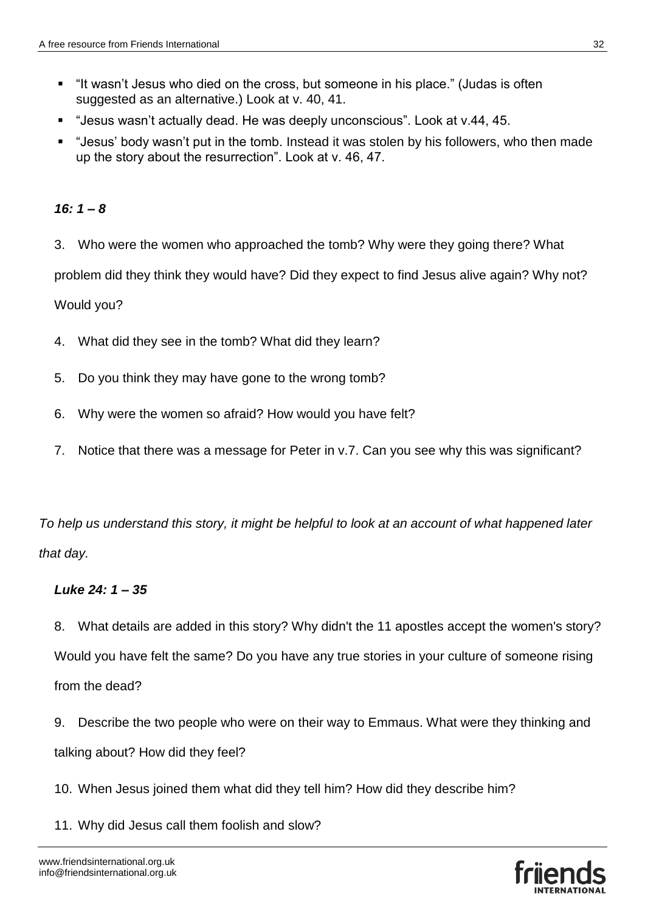- "It wasn't Jesus who died on the cross, but someone in his place." (Judas is often suggested as an alternative.) Look at v. 40, 41.
- "Jesus wasn't actually dead. He was deeply unconscious". Look at v.44, 45.
- "Jesus' body wasn't put in the tomb. Instead it was stolen by his followers, who then made up the story about the resurrection". Look at v. 46, 47.

***16: 1 – 8***

3. Who were the women who approached the tomb? Why were they going there? What problem did they think they would have? Did they expect to find Jesus alive again? Why not? Would you?
4. What did they see in the tomb? What did they learn?
5. Do you think they may have gone to the wrong tomb?
6. Why were the women so afraid? How would you have felt?
7. Notice that there was a message for Peter in v.7. Can you see why this was significant?

*To help us understand this story, it might be helpful to look at an account of what happened later that day.*

***Luke 24: 1 – 35***

8. What details are added in this story? Why didn't the 11 apostles accept the women's story? Would you have felt the same? Do you have any true stories in your culture of someone rising from the dead?
9. Describe the two people who were on their way to Emmaus. What were they thinking and talking about? How did they feel?
10. When Jesus joined them what did they tell him? How did they describe him?
11. Why did Jesus call them foolish and slow?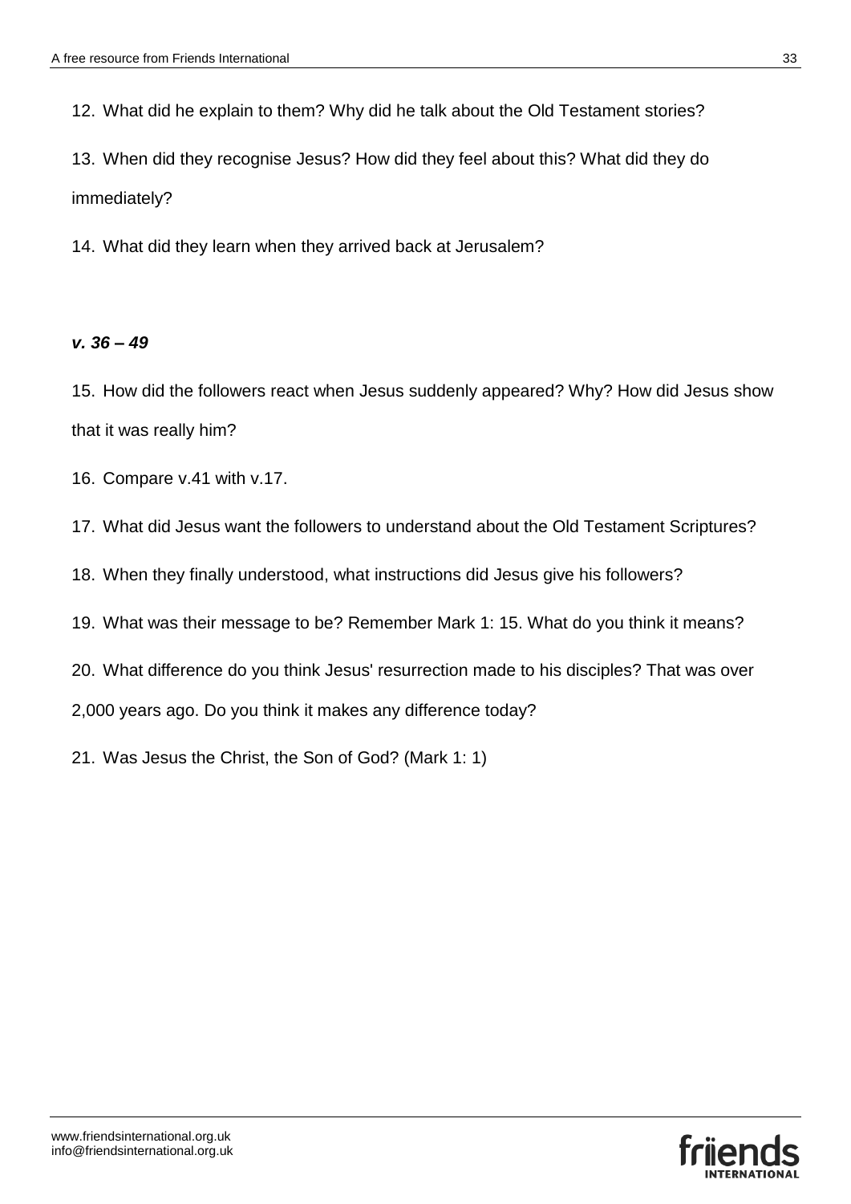12. What did he explain to them? Why did he talk about the Old Testament stories?

13. When did they recognise Jesus? How did they feel about this? What did they do immediately?

14. What did they learn when they arrived back at Jerusalem?

***v. 36 – 49***

15. How did the followers react when Jesus suddenly appeared? Why? How did Jesus show that it was really him?

16. Compare v.41 with v.17.

17. What did Jesus want the followers to understand about the Old Testament Scriptures?

18. When they finally understood, what instructions did Jesus give his followers?

19. What was their message to be? Remember Mark 1: 15. What do you think it means?

20. What difference do you think Jesus' resurrection made to his disciples? That was over 2,000 years ago. Do you think it makes any difference today?

21. Was Jesus the Christ, the Son of God? (Mark 1: 1)